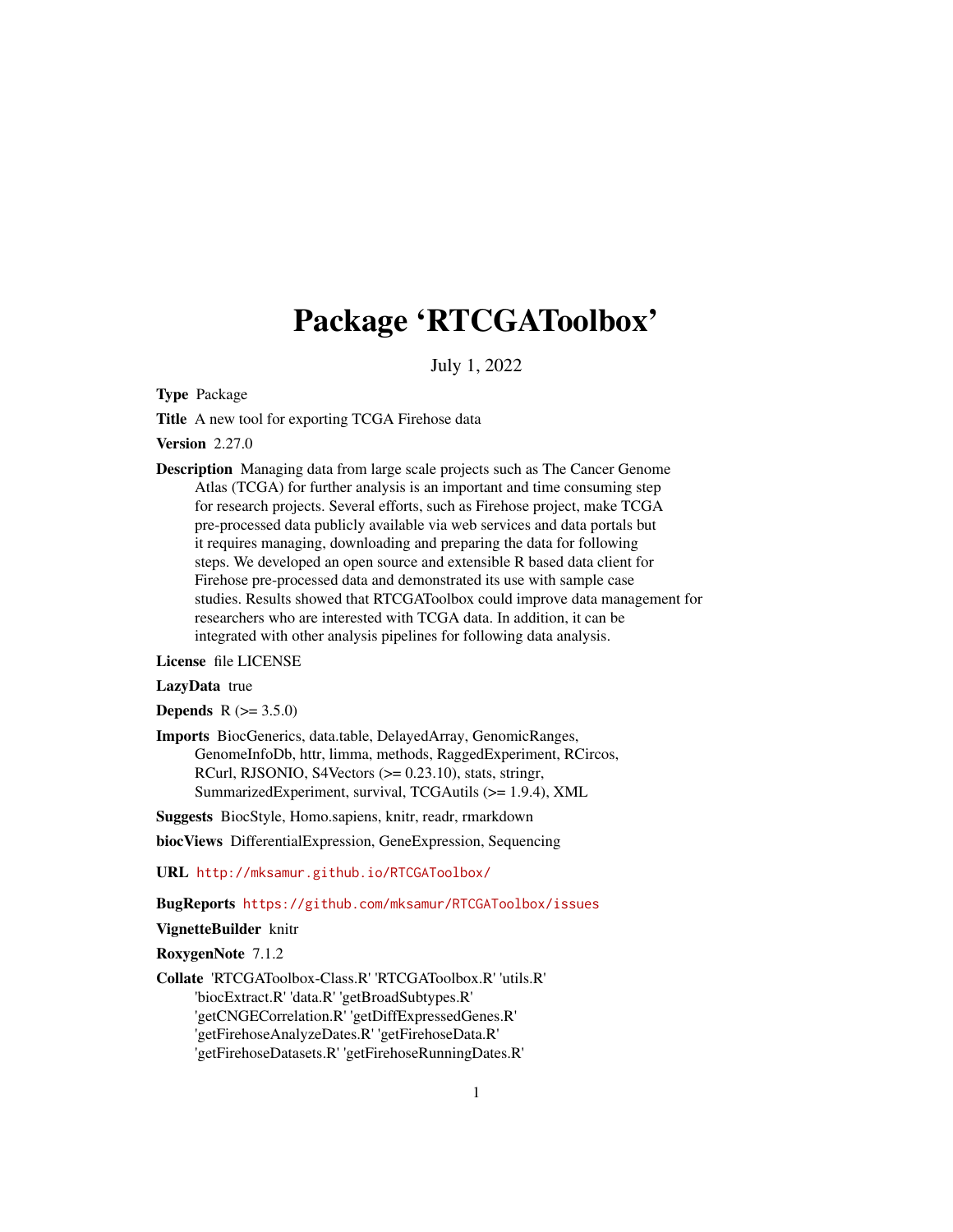# Package 'RTCGAToolbox'

July 1, 2022

**Type** Package

**Title** A new tool for exporting TCGA Firehose data

**Version** 2.27.0

**Description** Managing data from large scale projects such as The Cancer Genome Atlas (TCGA) for further analysis is an important and time consuming step for research projects. Several efforts, such as Firehose project, make TCGA pre-processed data publicly available via web services and data portals but it requires managing, downloading and preparing the data for following steps. We developed an open source and extensible R based data client for Firehose pre-processed data and demonstrated its use with sample case studies. Results showed that RTCGAToolbox could improve data management for researchers who are interested with TCGA data. In addition, it can be integrated with other analysis pipelines for following data analysis.

**License** file LICENSE

**LazyData** true

**Depends** R (>= 3.5.0)

**Imports** BiocGenerics, data.table, DelayedArray, GenomicRanges, GenomeInfoDb, httr, limma, methods, RaggedExperiment, RCircos, RCurl, RJSONIO, S4Vectors (>= 0.23.10), stats, stringr, SummarizedExperiment, survival, TCGAutils (>= 1.9.4), XML

**Suggests** BiocStyle, Homo.sapiens, knitr, readr, rmarkdown

**biocViews** DifferentialExpression, GeneExpression, Sequencing

**URL** http://mksamur.github.io/RTCGAToolbox/

**BugReports** https://github.com/mksamur/RTCGAToolbox/issues

**VignetteBuilder** knitr

**RoxygenNote** 7.1.2

**Collate** 'RTCGAToolbox-Class.R' 'RTCGAToolbox.R' 'utils.R' 'biocExtract.R' 'data.R' 'getBroadSubtypes.R' 'getCNGECorrelation.R' 'getDiffExpressedGenes.R' 'getFirehoseAnalyzeDates.R' 'getFirehoseData.R' 'getFirehoseDatasets.R' 'getFirehoseRunningDates.R'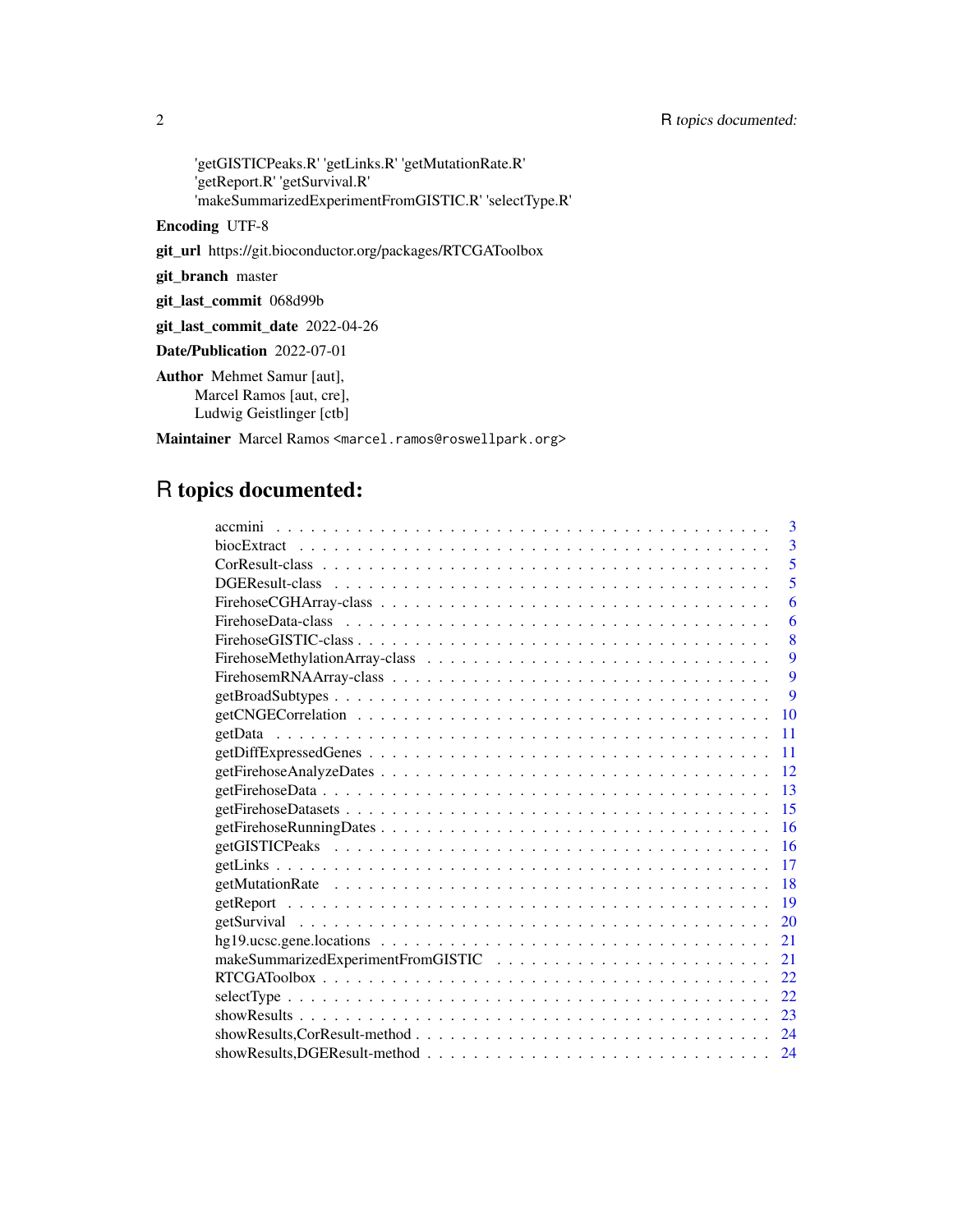'getGISTICPeaks.R' 'getLinks.R' 'getMutationRate.R' 'getReport.R' 'getSurvival.R' 'makeSummarizedExperimentFromGISTIC.R' 'selectType.R'

**Encoding** UTF-8

**git_url** https://git.bioconductor.org/packages/RTCGAToolbox

**git_branch** master

**git_last_commit** 068d99b

**git_last_commit_date** 2022-04-26

**Date/Publication** 2022-07-01

**Author** Mehmet Samur [aut],
Marcel Ramos [aut, cre],
Ludwig Geistlinger [ctb]

**Maintainer** Marcel Ramos <marcel.ramos@roswellpark.org>

# R topics documented:

| Topic | Page |
|---|---|
| accmini | 3 |
| biocExtract | 3 |
| CorResult-class | 5 |
| DGEResult-class | 5 |
| FirehoseCGHArray-class | 6 |
| FirehoseData-class | 6 |
| FirehoseGISTIC-class | 8 |
| FirehoseMethylationArray-class | 9 |
| FirehosemRNAArray-class | 9 |
| getBroadSubtypes | 9 |
| getCNGECorrelation | 10 |
| getData | 11 |
| getDiffExpressedGenes | 11 |
| getFirehoseAnalyzeDates | 12 |
| getFirehoseData | 13 |
| getFirehoseDatasets | 15 |
| getFirehoseRunningDates | 16 |
| getGISTICPeaks | 16 |
| getLinks | 17 |
| getMutationRate | 18 |
| getReport | 19 |
| getSurvival | 20 |
| hg19.ucsc.gene.locations | 21 |
| makeSummarizedExperimentFromGISTIC | 21 |
| RTCGAToolbox | 22 |
| selectType | 22 |
| showResults | 23 |
| showResults,CorResult-method | 24 |
| showResults,DGEResult-method | 24 |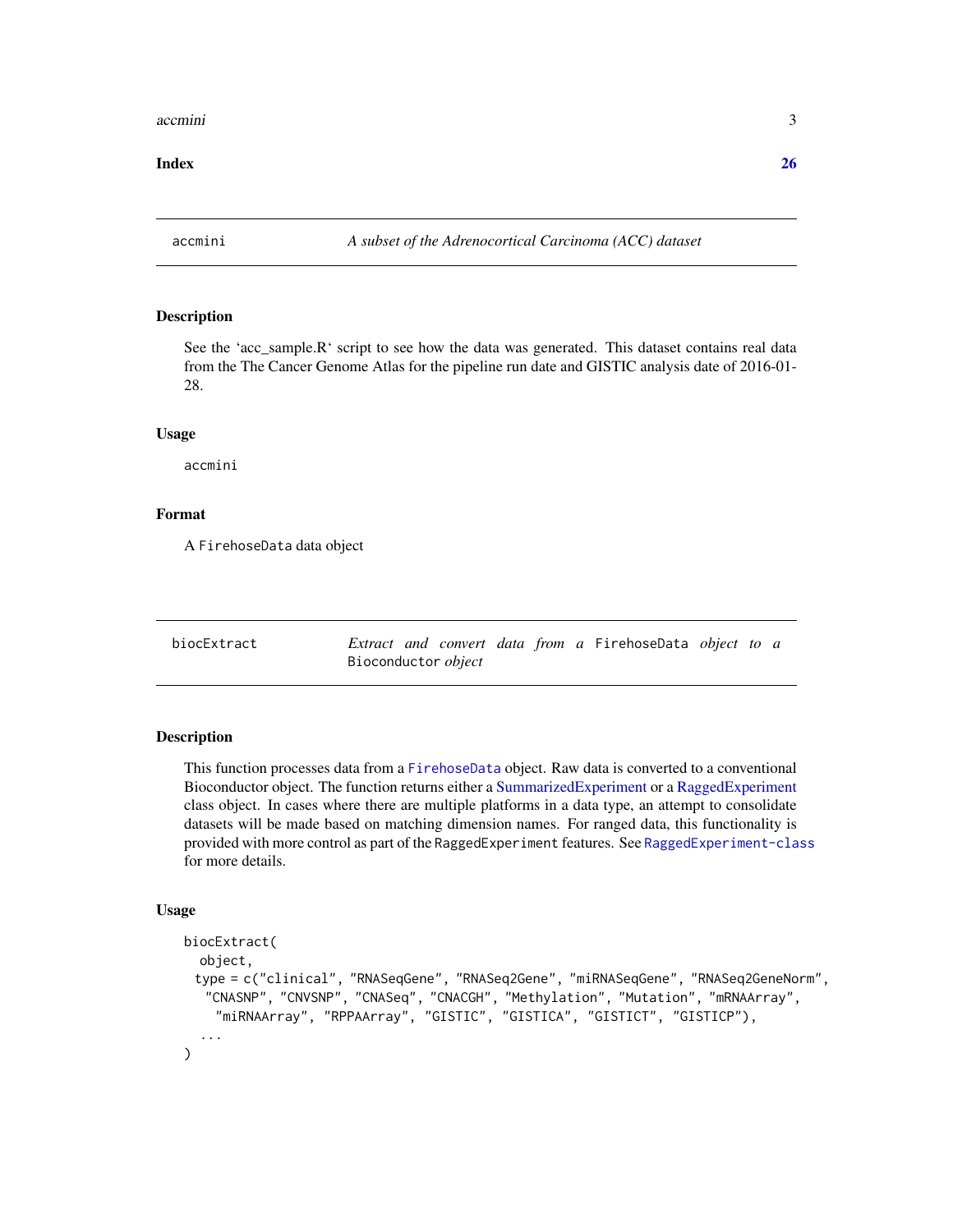**Index** **26**

## accmini — *A subset of the Adrenocortical Carcinoma (ACC) dataset*

### Description

See the 'acc_sample.R' script to see how the data was generated. This dataset contains real data from the The Cancer Genome Atlas for the pipeline run date and GISTIC analysis date of 2016-01-28.

### Usage

```
accmini
```

### Format

A `FirehoseData` data object

## biocExtract — *Extract and convert data from a* `FirehoseData` *object to a* `Bioconductor` *object*

### Description

This function processes data from a `FirehoseData` object. Raw data is converted to a conventional Bioconductor object. The function returns either a SummarizedExperiment or a RaggedExperiment class object. In cases where there are multiple platforms in a data type, an attempt to consolidate datasets will be made based on matching dimension names. For ranged data, this functionality is provided with more control as part of the `RaggedExperiment` features. See `RaggedExperiment-class` for more details.

### Usage

```
biocExtract(
  object,
  type = c("clinical", "RNASeqGene", "RNASeq2Gene", "miRNASeqGene", "RNASeq2GeneNorm",
    "CNASNP", "CNVSNP", "CNASeq", "CNACGH", "Methylation", "Mutation", "mRNAArray",
     "miRNAArray", "RPPAArray", "GISTIC", "GISTICA", "GISTICT", "GISTICP"),
  ...
)
```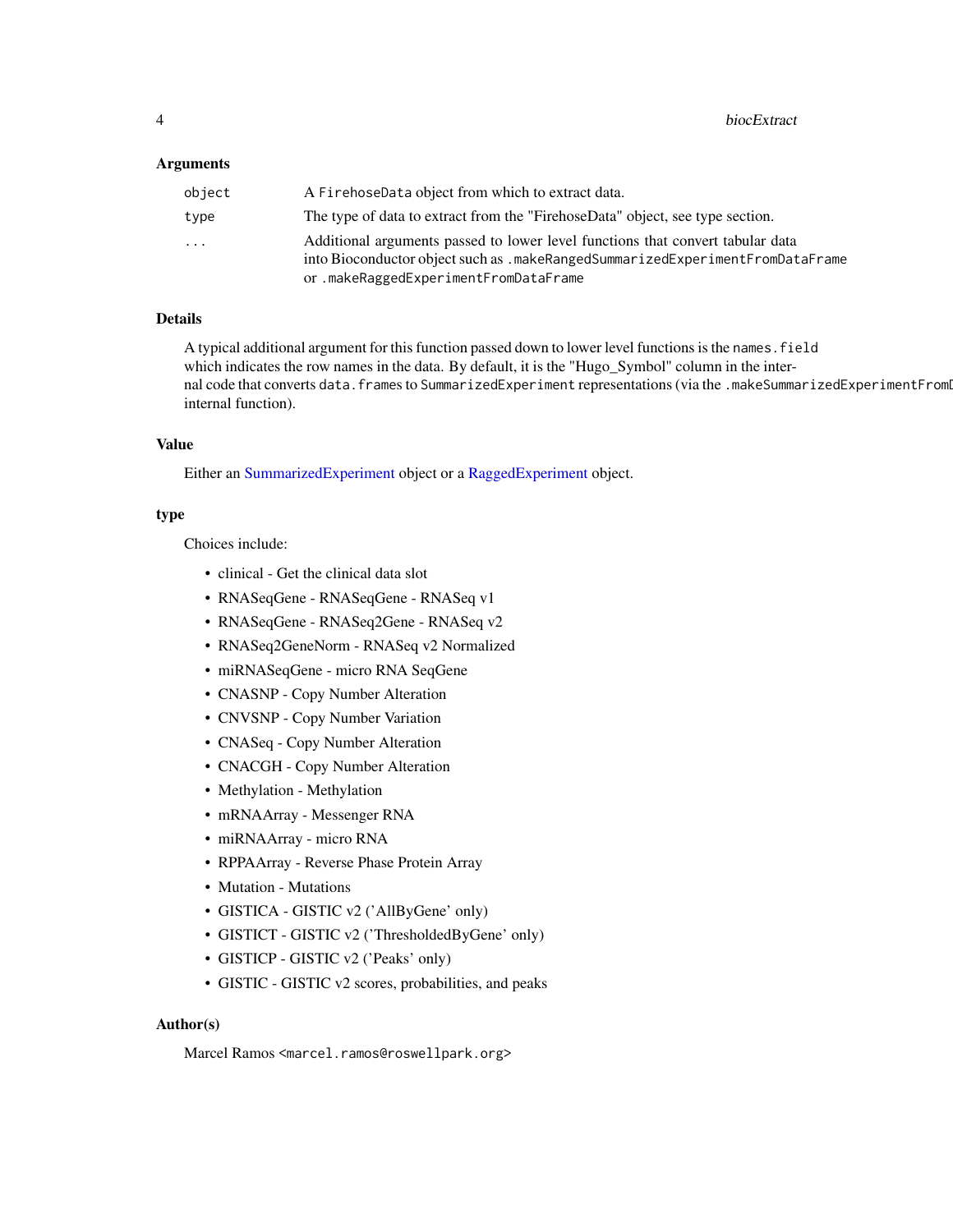## Arguments

| | |
|---|---|
| `object` | A `FirehoseData` object from which to extract data. |
| `type` | The type of data to extract from the "FirehoseData" object, see type section. |
| `...` | Additional arguments passed to lower level functions that convert tabular data into Bioconductor object such as `.makeRangedSummarizedExperimentFromDataFrame` or `.makeRaggedExperimentFromDataFrame` |

## Details

A typical additional argument for this function passed down to lower level functions is the `names.field` which indicates the row names in the data. By default, it is the "Hugo_Symbol" column in the internal code that converts `data.frames` to `SummarizedExperiment` representations (via the `.makeSummarizedExperimentFromD` internal function).

## Value

Either an SummarizedExperiment object or a RaggedExperiment object.

## type

Choices include:

- clinical - Get the clinical data slot
- RNASeqGene - RNASeqGene - RNASeq v1
- RNASeqGene - RNASeq2Gene - RNASeq v2
- RNASeq2GeneNorm - RNASeq v2 Normalized
- miRNASeqGene - micro RNA SeqGene
- CNASNP - Copy Number Alteration
- CNVSNP - Copy Number Variation
- CNASeq - Copy Number Alteration
- CNACGH - Copy Number Alteration
- Methylation - Methylation
- mRNAArray - Messenger RNA
- miRNAArray - micro RNA
- RPPAArray - Reverse Phase Protein Array
- Mutation - Mutations
- GISTICA - GISTIC v2 ('AllByGene' only)
- GISTICT - GISTIC v2 ('ThresholdedByGene' only)
- GISTICP - GISTIC v2 ('Peaks' only)
- GISTIC - GISTIC v2 scores, probabilities, and peaks

## Author(s)

Marcel Ramos <marcel.ramos@roswellpark.org>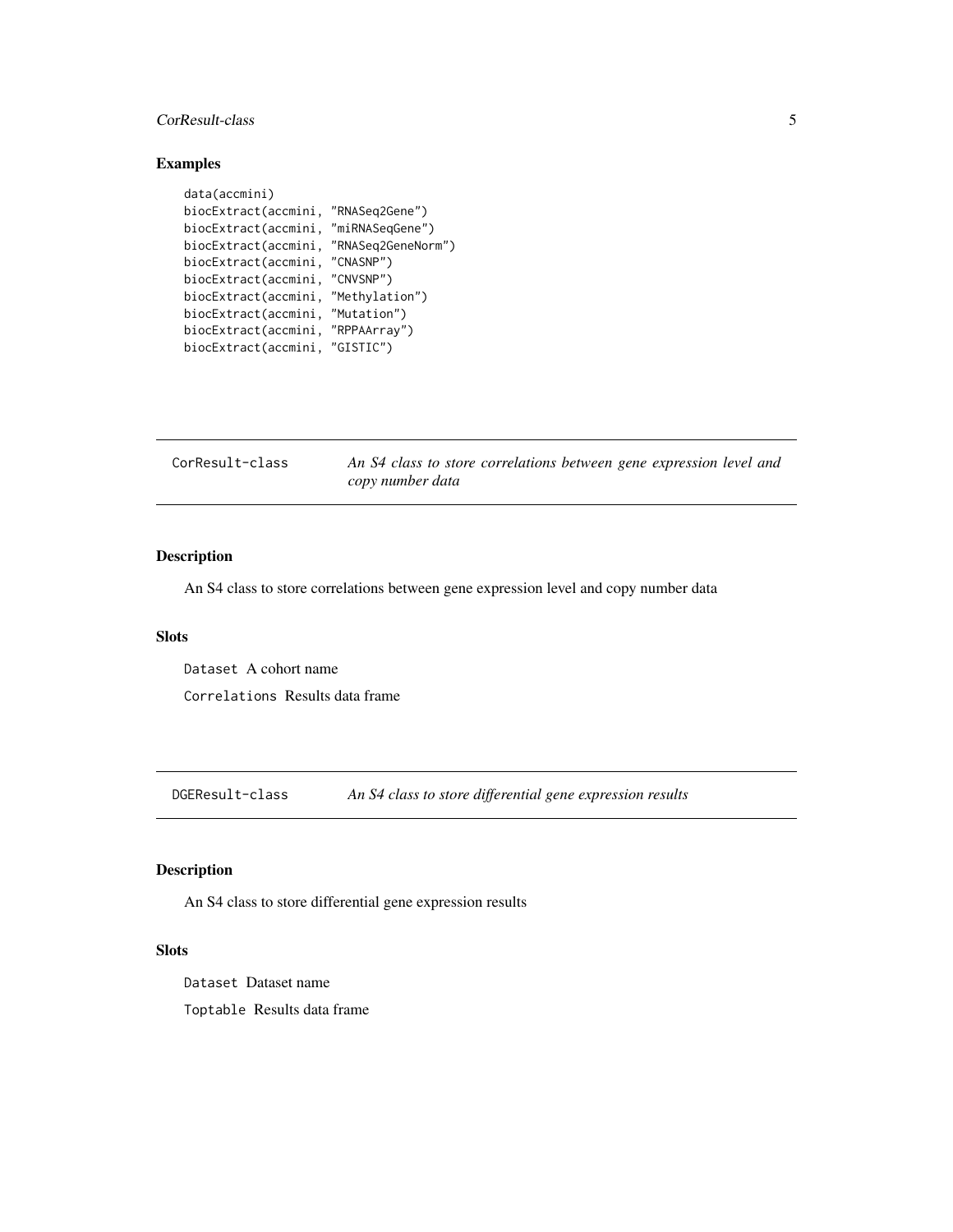## Examples

```
data(accmini)
biocExtract(accmini, "RNASeq2Gene")
biocExtract(accmini, "miRNASeqGene")
biocExtract(accmini, "RNASeq2GeneNorm")
biocExtract(accmini, "CNASNP")
biocExtract(accmini, "CNVSNP")
biocExtract(accmini, "Methylation")
biocExtract(accmini, "Mutation")
biocExtract(accmini, "RPPAArray")
biocExtract(accmini, "GISTIC")
```

---

# CorResult-class    *An S4 class to store correlations between gene expression level and copy number data*

---

## Description

An S4 class to store correlations between gene expression level and copy number data

## Slots

`Dataset` A cohort name

`Correlations` Results data frame

---

# DGEResult-class    *An S4 class to store differential gene expression results*

---

## Description

An S4 class to store differential gene expression results

## Slots

`Dataset` Dataset name

`Toptable` Results data frame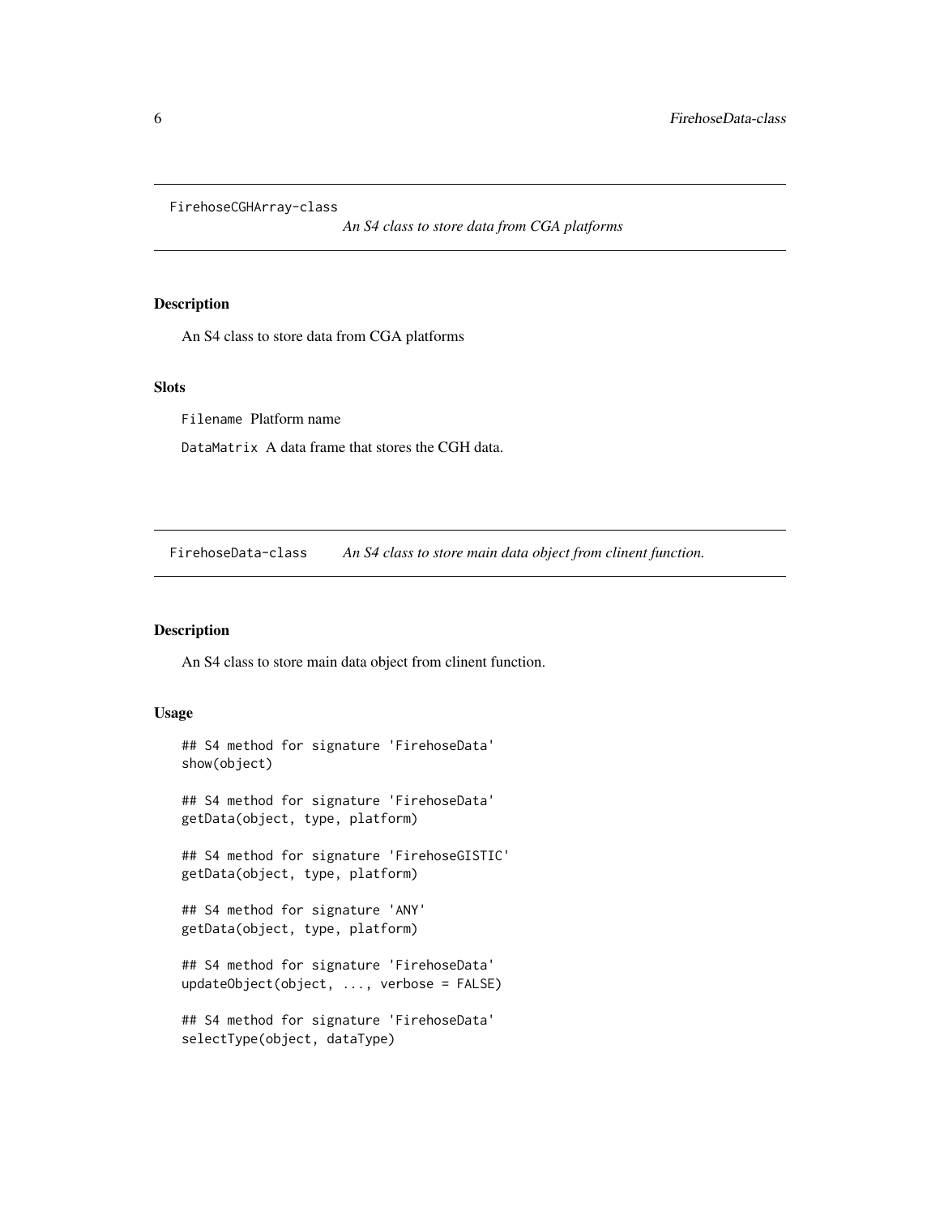## FirehoseCGHArray-class

*An S4 class to store data from CGA platforms*

### Description

An S4 class to store data from CGA platforms

### Slots

`Filename` Platform name

`DataMatrix` A data frame that stores the CGH data.

## FirehoseData-class

*An S4 class to store main data object from clinent function.*

### Description

An S4 class to store main data object from clinent function.

### Usage

```
## S4 method for signature 'FirehoseData'
show(object)

## S4 method for signature 'FirehoseData'
getData(object, type, platform)

## S4 method for signature 'FirehoseGISTIC'
getData(object, type, platform)

## S4 method for signature 'ANY'
getData(object, type, platform)

## S4 method for signature 'FirehoseData'
updateObject(object, ..., verbose = FALSE)

## S4 method for signature 'FirehoseData'
selectType(object, dataType)
```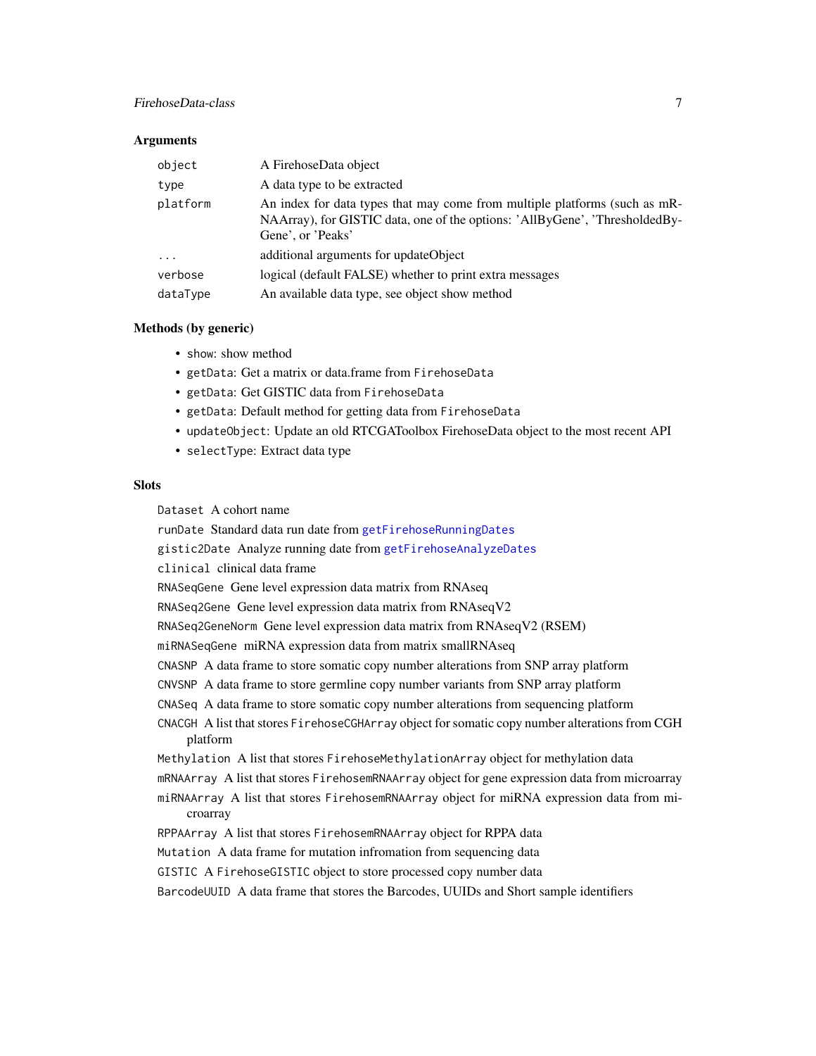### Arguments

| | |
|---|---|
| `object` | A FirehoseData object |
| `type` | A data type to be extracted |
| `platform` | An index for data types that may come from multiple platforms (such as mRNAArray), for GISTIC data, one of the options: 'AllByGene', 'ThresholdedByGene', or 'Peaks' |
| `...` | additional arguments for updateObject |
| `verbose` | logical (default FALSE) whether to print extra messages |
| `dataType` | An available data type, see object show method |

### Methods (by generic)

- `show`: show method
- `getData`: Get a matrix or data.frame from `FirehoseData`
- `getData`: Get GISTIC data from `FirehoseData`
- `getData`: Default method for getting data from `FirehoseData`
- `updateObject`: Update an old RTCGAToolbox FirehoseData object to the most recent API
- `selectType`: Extract data type

### Slots

`Dataset` A cohort name

`runDate` Standard data run date from `getFirehoseRunningDates`

`gistic2Date` Analyze running date from `getFirehoseAnalyzeDates`

`clinical` clinical data frame

`RNASeqGene` Gene level expression data matrix from RNAseq

`RNASeq2Gene` Gene level expression data matrix from RNAseqV2

`RNASeq2GeneNorm` Gene level expression data matrix from RNAseqV2 (RSEM)

`miRNASeqGene` miRNA expression data from matrix smallRNAseq

`CNASNP` A data frame to store somatic copy number alterations from SNP array platform

`CNVSNP` A data frame to store germline copy number variants from SNP array platform

`CNASeq` A data frame to store somatic copy number alterations from sequencing platform

`CNACGH` A list that stores `FirehoseCGHArray` object for somatic copy number alterations from CGH platform

`Methylation` A list that stores `FirehoseMethylationArray` object for methylation data

`mRNAArray` A list that stores `FirehosemRNAArray` object for gene expression data from microarray

`miRNAArray` A list that stores `FirehosemRNAArray` object for miRNA expression data from microarray

`RPPAArray` A list that stores `FirehosemRNAArray` object for RPPA data

`Mutation` A data frame for mutation infromation from sequencing data

`GISTIC` A `FirehoseGISTIC` object to store processed copy number data

`BarcodeUUID` A data frame that stores the Barcodes, UUIDs and Short sample identifiers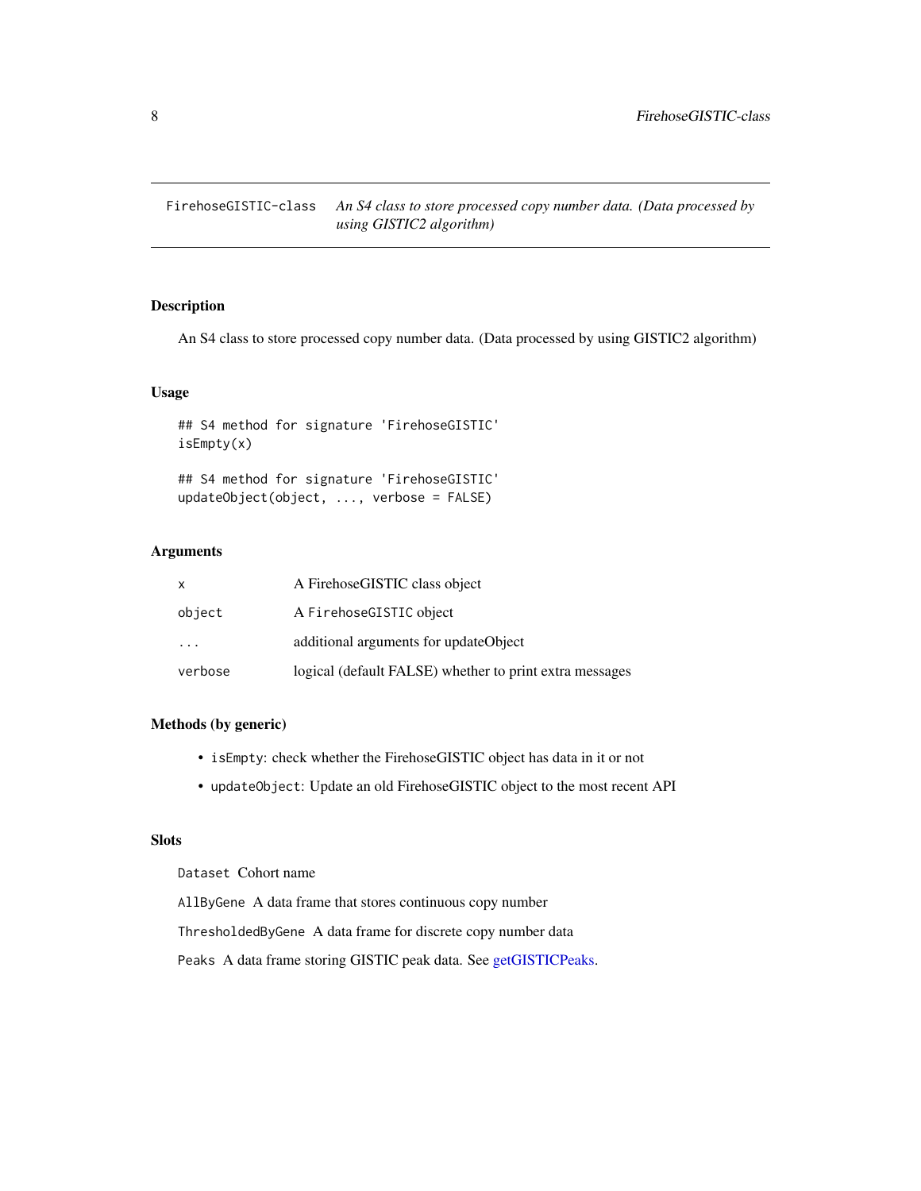FirehoseGISTIC-class *An S4 class to store processed copy number data. (Data processed by using GISTIC2 algorithm)*

## Description

An S4 class to store processed copy number data. (Data processed by using GISTIC2 algorithm)

## Usage

```
## S4 method for signature 'FirehoseGISTIC'
isEmpty(x)

## S4 method for signature 'FirehoseGISTIC'
updateObject(object, ..., verbose = FALSE)
```

## Arguments

| | |
|---|---|
| `x` | A FirehoseGISTIC class object |
| `object` | A `FirehoseGISTIC` object |
| `...` | additional arguments for updateObject |
| `verbose` | logical (default FALSE) whether to print extra messages |

## Methods (by generic)

- `isEmpty`: check whether the FirehoseGISTIC object has data in it or not
- `updateObject`: Update an old FirehoseGISTIC object to the most recent API

## Slots

`Dataset` Cohort name

`AllByGene` A data frame that stores continuous copy number

`ThresholdedByGene` A data frame for discrete copy number data

`Peaks` A data frame storing GISTIC peak data. See getGISTICPeaks.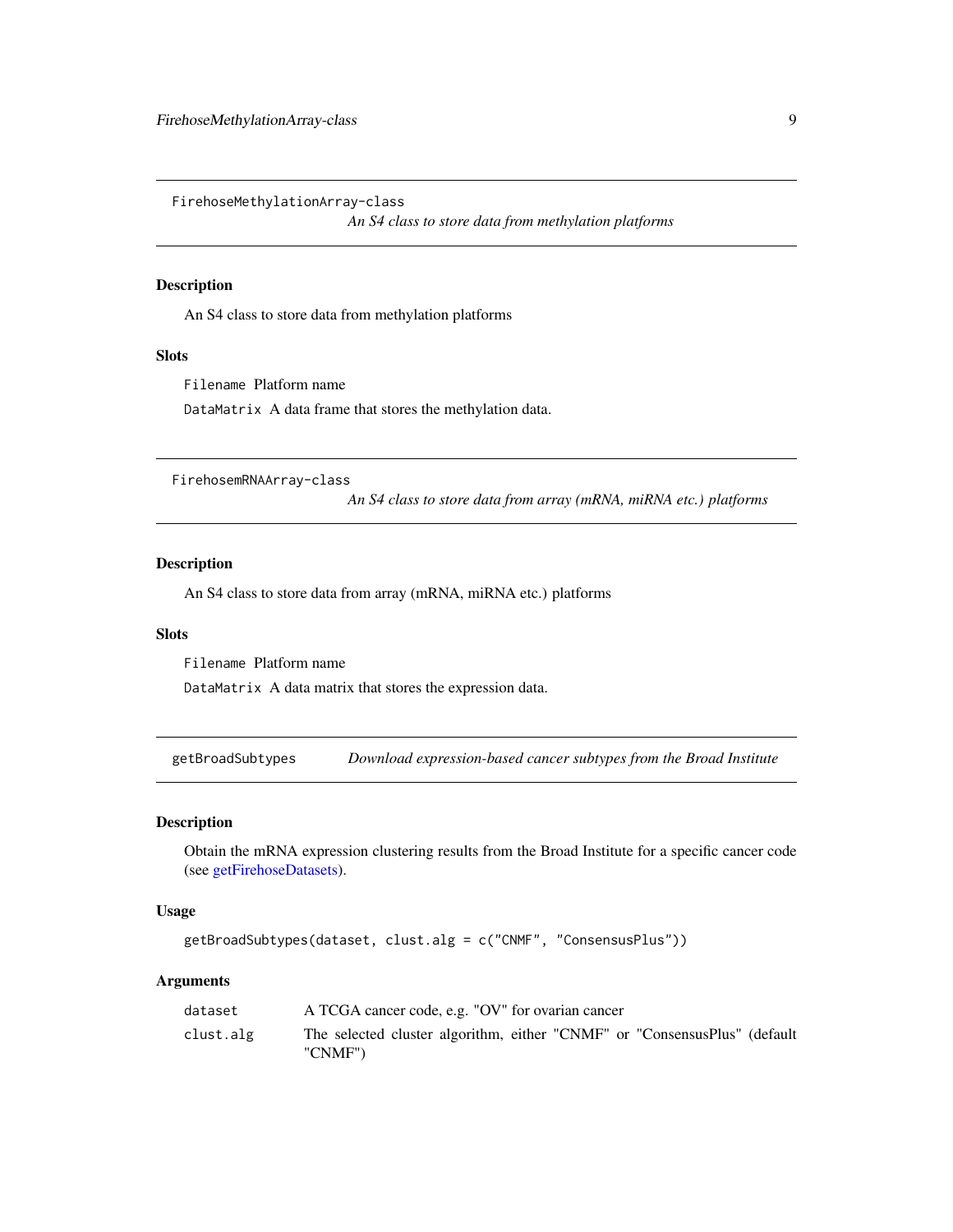## FirehoseMethylationArray-class

*An S4 class to store data from methylation platforms*

### Description

An S4 class to store data from methylation platforms

### Slots

`Filename` Platform name

`DataMatrix` A data frame that stores the methylation data.

## FirehosemRNAArray-class

*An S4 class to store data from array (mRNA, miRNA etc.) platforms*

### Description

An S4 class to store data from array (mRNA, miRNA etc.) platforms

### Slots

`Filename` Platform name

`DataMatrix` A data matrix that stores the expression data.

## getBroadSubtypes

*Download expression-based cancer subtypes from the Broad Institute*

### Description

Obtain the mRNA expression clustering results from the Broad Institute for a specific cancer code (see getFirehoseDatasets).

### Usage

```
getBroadSubtypes(dataset, clust.alg = c("CNMF", "ConsensusPlus"))
```

### Arguments

| | |
|---|---|
| `dataset` | A TCGA cancer code, e.g. "OV" for ovarian cancer |
| `clust.alg` | The selected cluster algorithm, either "CNMF" or "ConsensusPlus" (default "CNMF") |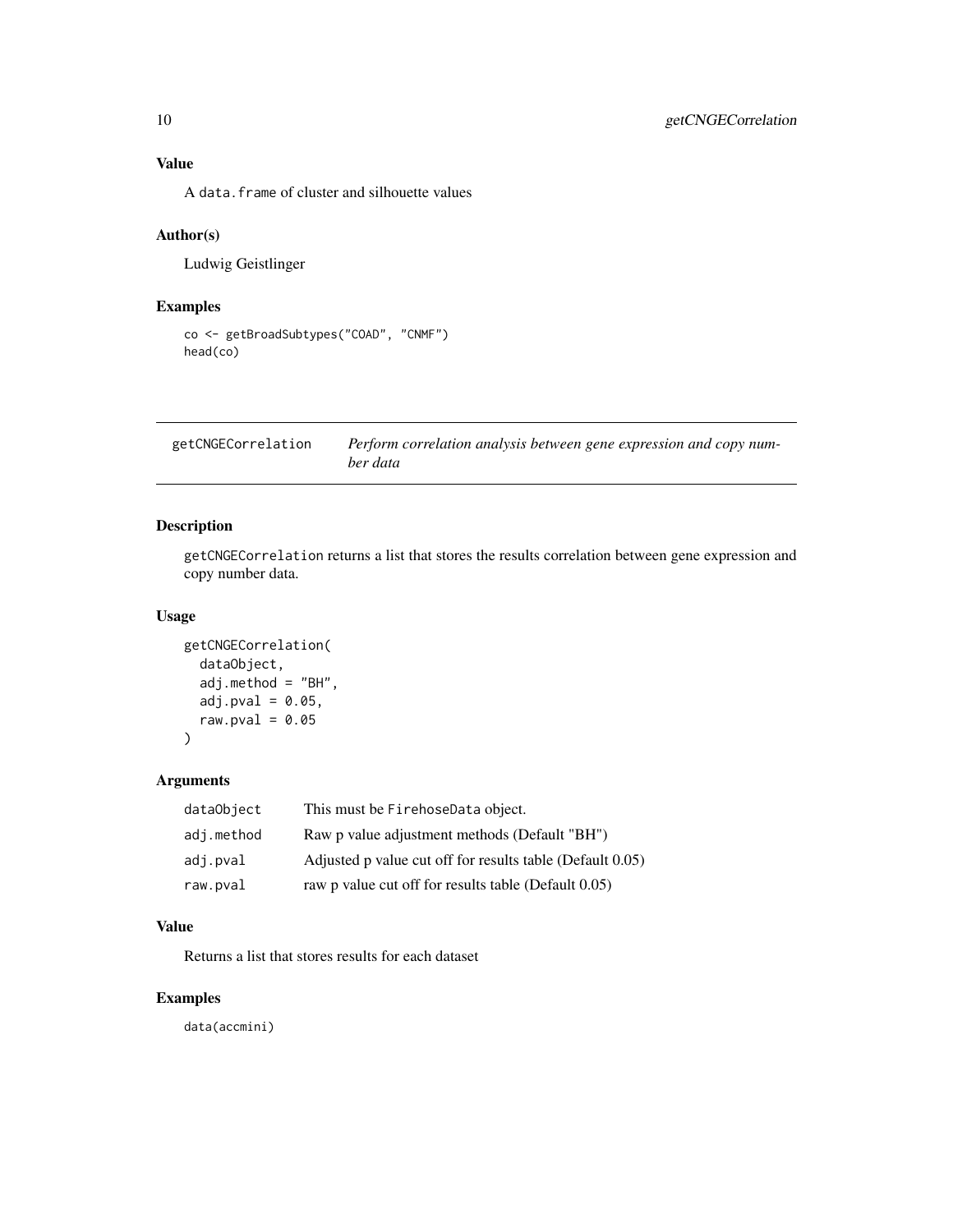### Value

A `data.frame` of cluster and silhouette values

### Author(s)

Ludwig Geistlinger

### Examples

```
co <- getBroadSubtypes("COAD", "CNMF")
head(co)
```

---

## getCNGECorrelation — *Perform correlation analysis between gene expression and copy number data*

---

### Description

`getCNGECorrelation` returns a list that stores the results correlation between gene expression and copy number data.

### Usage

```
getCNGECorrelation(
  dataObject,
  adj.method = "BH",
  adj.pval = 0.05,
  raw.pval = 0.05
)
```

### Arguments

| | |
|---|---|
| `dataObject` | This must be `FirehoseData` object. |
| `adj.method` | Raw p value adjustment methods (Default "BH") |
| `adj.pval` | Adjusted p value cut off for results table (Default 0.05) |
| `raw.pval` | raw p value cut off for results table (Default 0.05) |

### Value

Returns a list that stores results for each dataset

### Examples

```
data(accmini)
```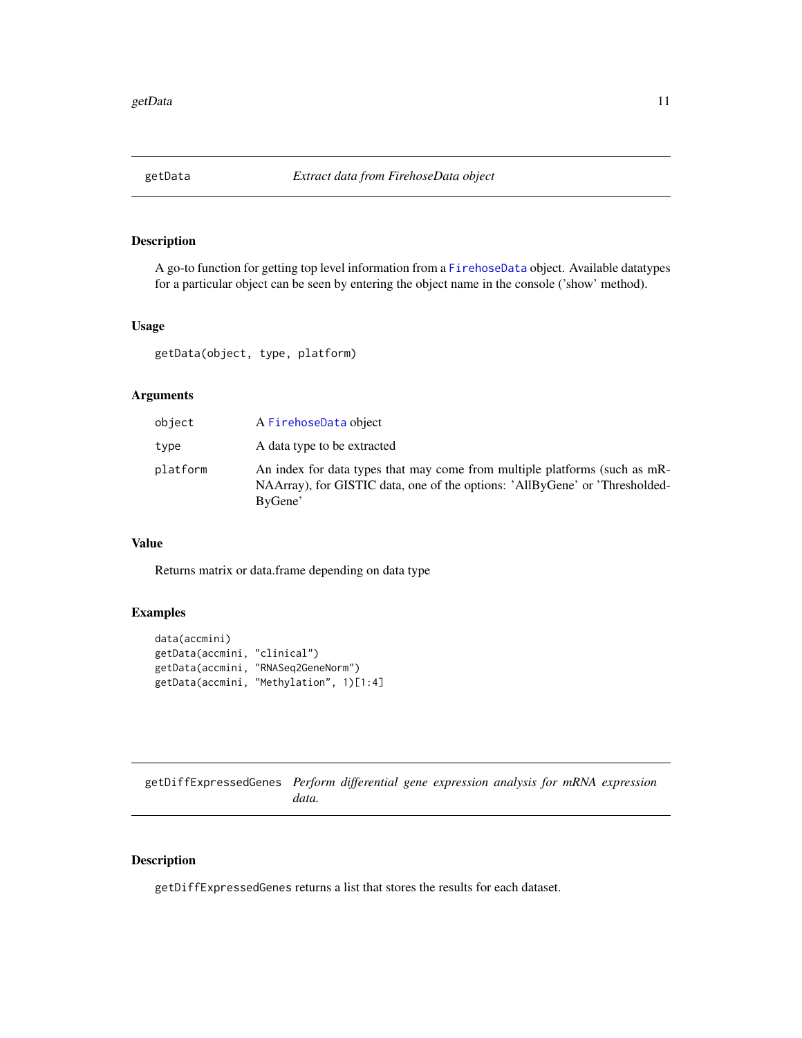## getData *Extract data from FirehoseData object*

### Description

A go-to function for getting top level information from a FirehoseData object. Available datatypes for a particular object can be seen by entering the object name in the console ('show' method).

### Usage

```
getData(object, type, platform)
```

### Arguments

| | |
|---|---|
| object | A FirehoseData object |
| type | A data type to be extracted |
| platform | An index for data types that may come from multiple platforms (such as mRNAArray), for GISTIC data, one of the options: 'AllByGene' or 'ThresholdedByGene' |

### Value

Returns matrix or data.frame depending on data type

### Examples

```
data(accmini)
getData(accmini, "clinical")
getData(accmini, "RNASeq2GeneNorm")
getData(accmini, "Methylation", 1)[1:4]
```

## getDiffExpressedGenes *Perform differential gene expression analysis for mRNA expression data.*

### Description

getDiffExpressedGenes returns a list that stores the results for each dataset.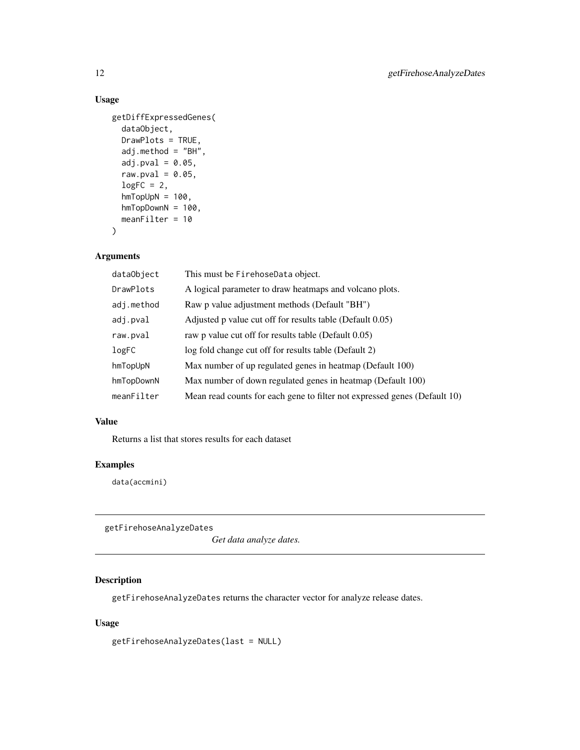### Usage

```
getDiffExpressedGenes(
  dataObject,
  DrawPlots = TRUE,
  adj.method = "BH",
  adj.pval = 0.05,
  raw.pval = 0.05,
  logFC = 2,
  hmTopUpN = 100,
  hmTopDownN = 100,
  meanFilter = 10
)
```

### Arguments

| | |
|---|---|
| dataObject | This must be FirehoseData object. |
| DrawPlots | A logical parameter to draw heatmaps and volcano plots. |
| adj.method | Raw p value adjustment methods (Default "BH") |
| adj.pval | Adjusted p value cut off for results table (Default 0.05) |
| raw.pval | raw p value cut off for results table (Default 0.05) |
| logFC | log fold change cut off for results table (Default 2) |
| hmTopUpN | Max number of up regulated genes in heatmap (Default 100) |
| hmTopDownN | Max number of down regulated genes in heatmap (Default 100) |
| meanFilter | Mean read counts for each gene to filter not expressed genes (Default 10) |

### Value

Returns a list that stores results for each dataset

### Examples

```
data(accmini)
```

---

## getFirehoseAnalyzeDates

*Get data analyze dates.*

### Description

getFirehoseAnalyzeDates returns the character vector for analyze release dates.

### Usage

```
getFirehoseAnalyzeDates(last = NULL)
```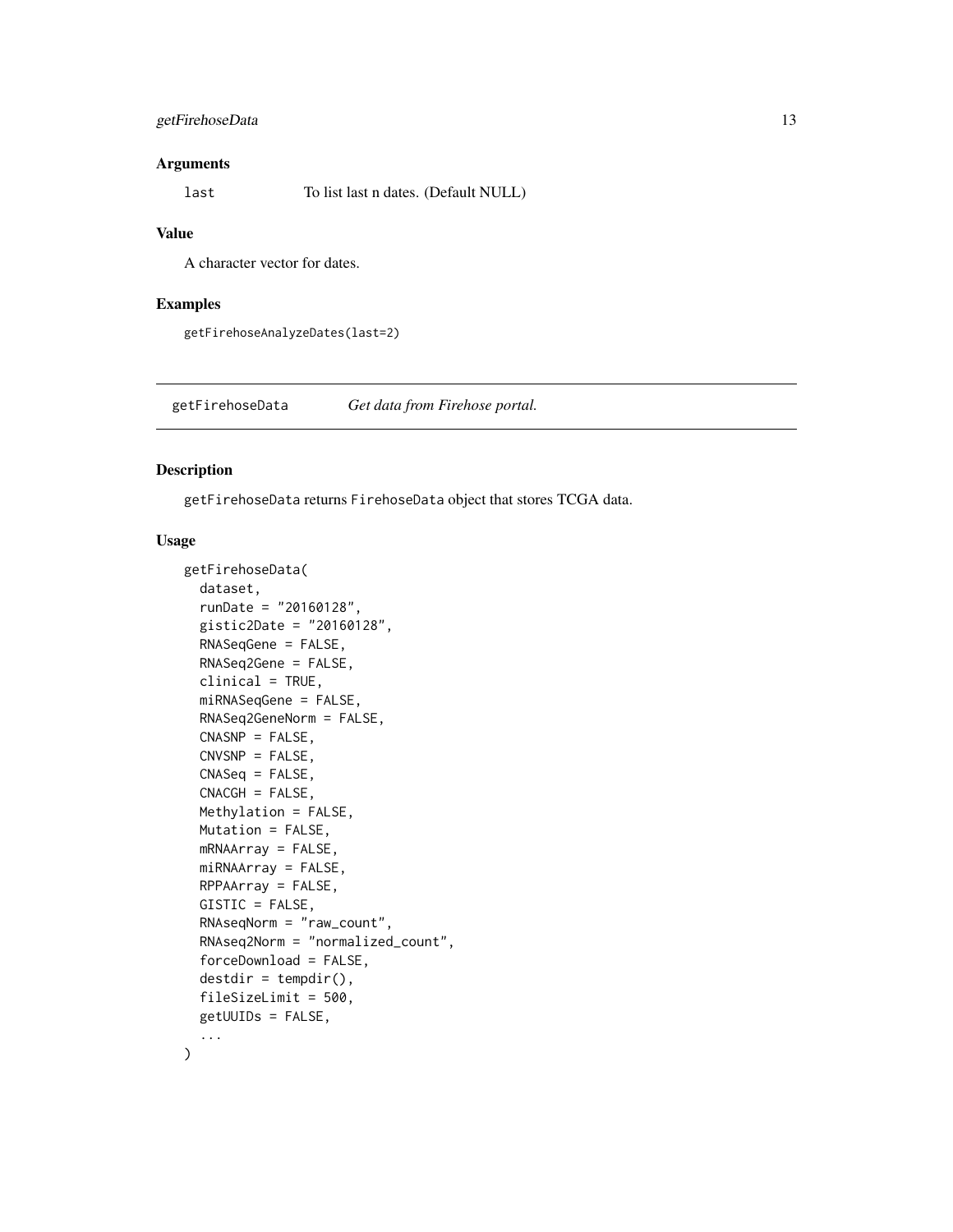### Arguments

| | |
|---|---|
| last | To list last n dates. (Default NULL) |

### Value

A character vector for dates.

### Examples

```
getFirehoseAnalyzeDates(last=2)
```

---

## getFirehoseData *Get data from Firehose portal.*

---

### Description

`getFirehoseData` returns `FirehoseData` object that stores TCGA data.

### Usage

```
getFirehoseData(
  dataset,
  runDate = "20160128",
  gistic2Date = "20160128",
  RNASeqGene = FALSE,
  RNASeq2Gene = FALSE,
  clinical = TRUE,
  miRNASeqGene = FALSE,
  RNASeq2GeneNorm = FALSE,
  CNASNP = FALSE,
  CNVSNP = FALSE,
  CNASeq = FALSE,
  CNACGH = FALSE,
  Methylation = FALSE,
  Mutation = FALSE,
  mRNAArray = FALSE,
  miRNAArray = FALSE,
  RPPAArray = FALSE,
  GISTIC = FALSE,
  RNAseqNorm = "raw_count",
  RNAseq2Norm = "normalized_count",
  forceDownload = FALSE,
  destdir = tempdir(),
  fileSizeLimit = 500,
  getUUIDs = FALSE,
  ...
)
```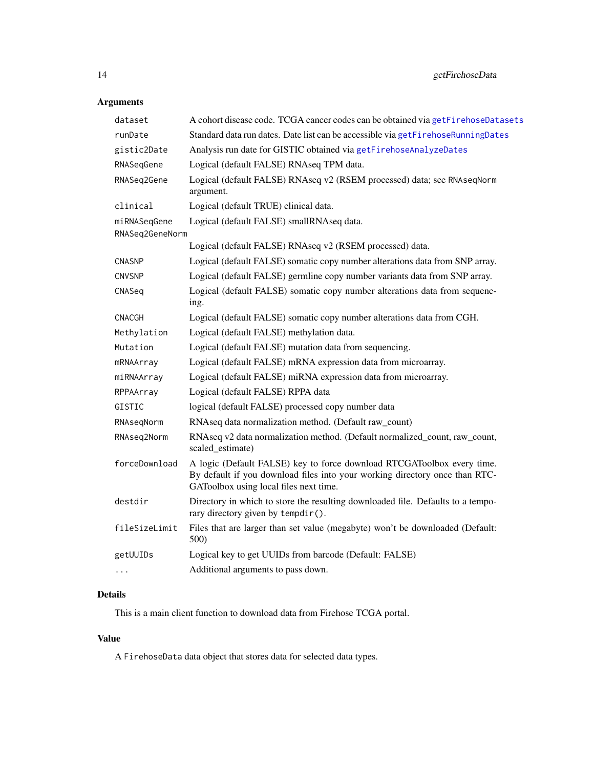## Arguments

| | |
|---|---|
| `dataset` | A cohort disease code. TCGA cancer codes can be obtained via `getFirehoseDatasets` |
| `runDate` | Standard data run dates. Date list can be accessible via `getFirehoseRunningDates` |
| `gistic2Date` | Analysis run date for GISTIC obtained via `getFirehoseAnalyzeDates` |
| `RNASeqGene` | Logical (default FALSE) RNAseq TPM data. |
| `RNASeq2Gene` | Logical (default FALSE) RNAseq v2 (RSEM processed) data; see `RNAseqNorm` argument. |
| `clinical` | Logical (default TRUE) clinical data. |
| `miRNASeqGene` | Logical (default FALSE) smallRNAseq data. |
| `RNASeq2GeneNorm` | Logical (default FALSE) RNAseq v2 (RSEM processed) data. |
| `CNASNP` | Logical (default FALSE) somatic copy number alterations data from SNP array. |
| `CNVSNP` | Logical (default FALSE) germline copy number variants data from SNP array. |
| `CNASeq` | Logical (default FALSE) somatic copy number alterations data from sequencing. |
| `CNACGH` | Logical (default FALSE) somatic copy number alterations data from CGH. |
| `Methylation` | Logical (default FALSE) methylation data. |
| `Mutation` | Logical (default FALSE) mutation data from sequencing. |
| `mRNAArray` | Logical (default FALSE) mRNA expression data from microarray. |
| `miRNAArray` | Logical (default FALSE) miRNA expression data from microarray. |
| `RPPAArray` | Logical (default FALSE) RPPA data |
| `GISTIC` | logical (default FALSE) processed copy number data |
| `RNAseqNorm` | RNAseq data normalization method. (Default raw_count) |
| `RNAseq2Norm` | RNAseq v2 data normalization method. (Default normalized_count, raw_count, scaled_estimate) |
| `forceDownload` | A logic (Default FALSE) key to force download RTCGAToolbox every time. By default if you download files into your working directory once than RTCGAToolbox using local files next time. |
| `destdir` | Directory in which to store the resulting downloaded file. Defaults to a temporary directory given by `tempdir()`. |
| `fileSizeLimit` | Files that are larger than set value (megabyte) won't be downloaded (Default: 500) |
| `getUUIDs` | Logical key to get UUIDs from barcode (Default: FALSE) |
| `...` | Additional arguments to pass down. |

## Details

This is a main client function to download data from Firehose TCGA portal.

## Value

A `FirehoseData` data object that stores data for selected data types.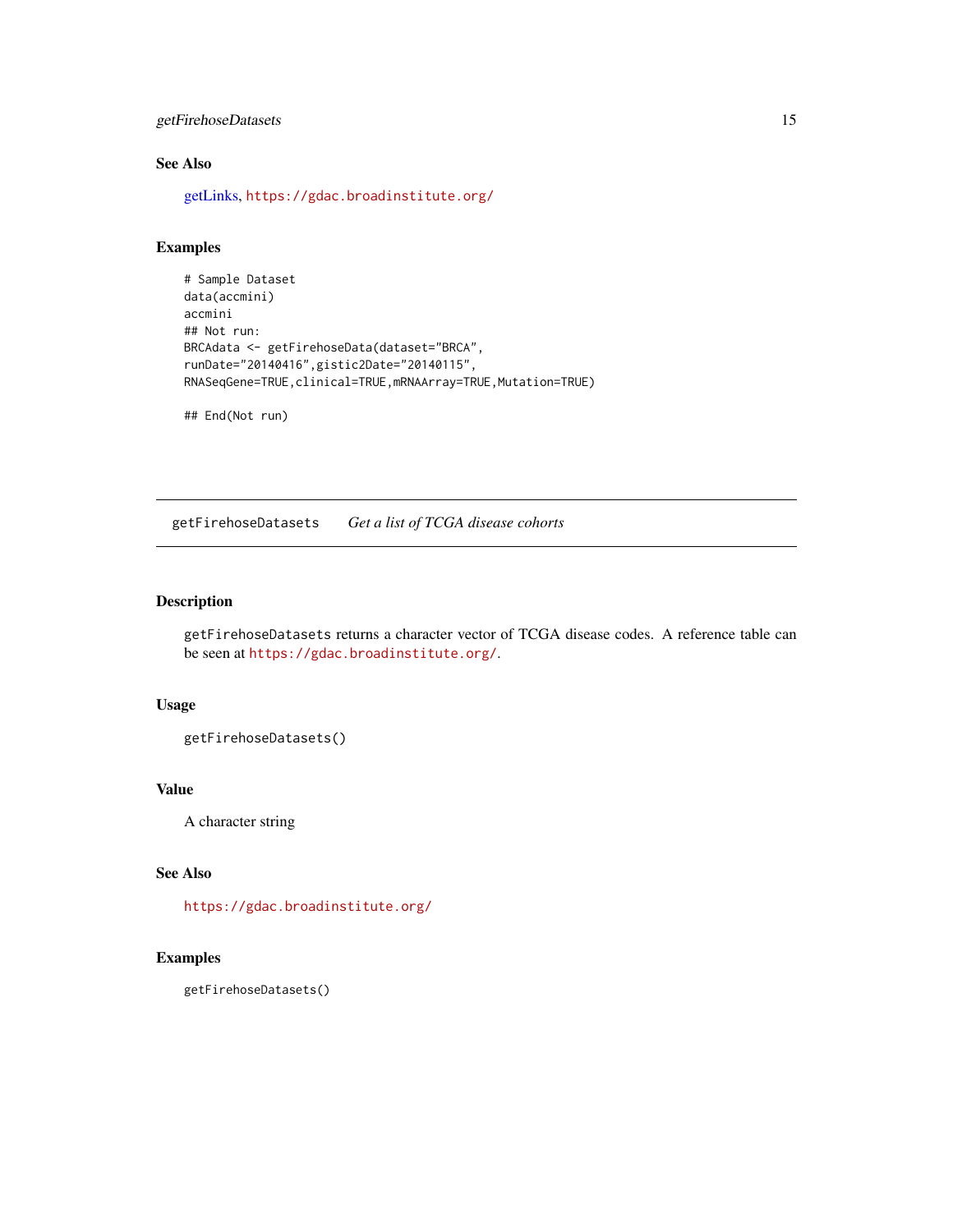### See Also

getLinks, https://gdac.broadinstitute.org/

### Examples

```
# Sample Dataset
data(accmini)
accmini
## Not run:
BRCAdata <- getFirehoseData(dataset="BRCA",
runDate="20140416",gistic2Date="20140115",
RNASeqGene=TRUE,clinical=TRUE,mRNAArray=TRUE,Mutation=TRUE)

## End(Not run)
```

---

## getFirehoseDatasets *Get a list of TCGA disease cohorts*

---

### Description

getFirehoseDatasets returns a character vector of TCGA disease codes. A reference table can be seen at https://gdac.broadinstitute.org/.

### Usage

```
getFirehoseDatasets()
```

### Value

A character string

### See Also

https://gdac.broadinstitute.org/

### Examples

```
getFirehoseDatasets()
```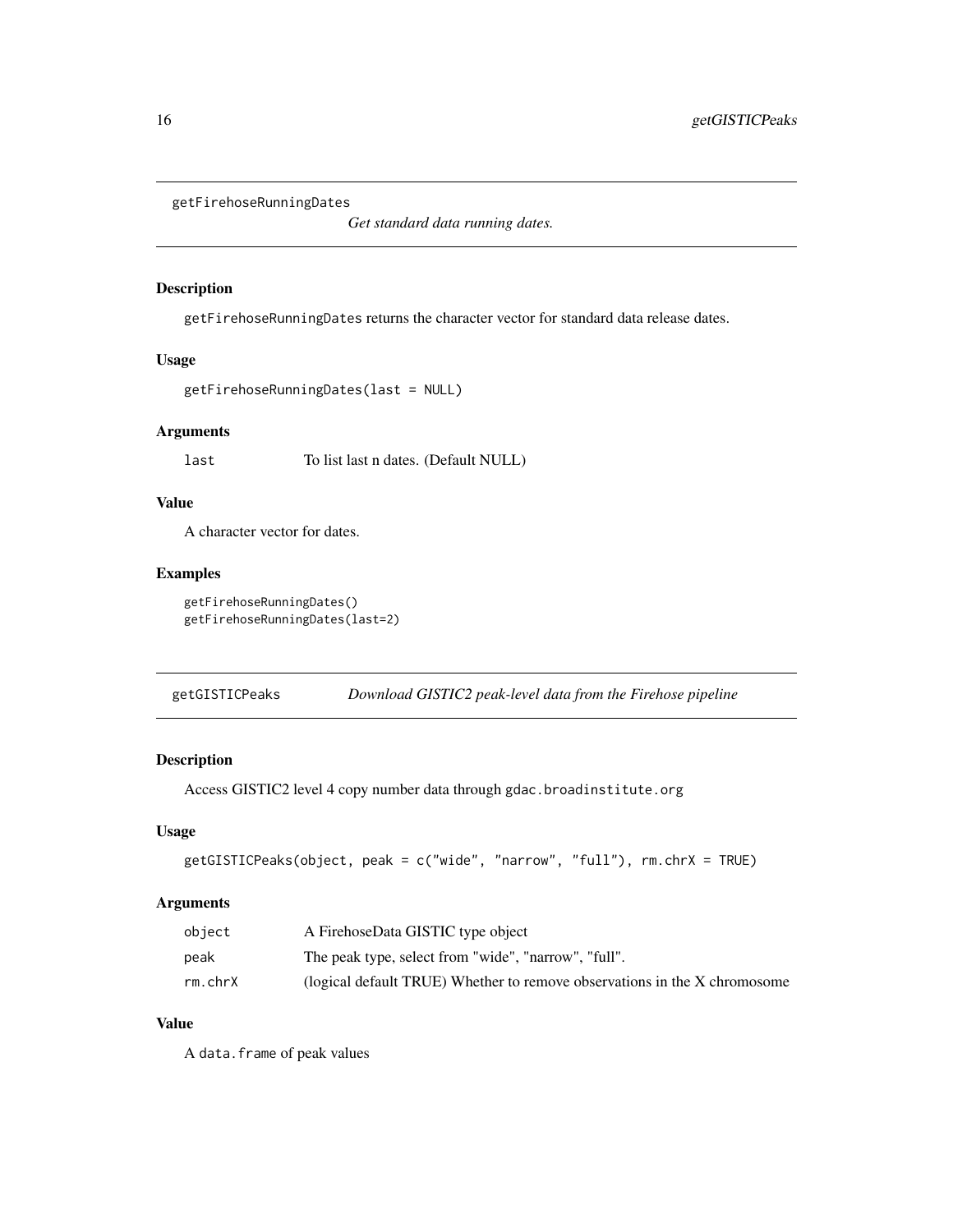## getFirehoseRunningDates *Get standard data running dates.*

### Description

getFirehoseRunningDates returns the character vector for standard data release dates.

### Usage

```
getFirehoseRunningDates(last = NULL)
```

### Arguments

| | |
|---|---|
| last | To list last n dates. (Default NULL) |

### Value

A character vector for dates.

### Examples

```
getFirehoseRunningDates()
getFirehoseRunningDates(last=2)
```

## getGISTICPeaks *Download GISTIC2 peak-level data from the Firehose pipeline*

### Description

Access GISTIC2 level 4 copy number data through gdac.broadinstitute.org

### Usage

```
getGISTICPeaks(object, peak = c("wide", "narrow", "full"), rm.chrX = TRUE)
```

### Arguments

| | |
|---|---|
| object | A FirehoseData GISTIC type object |
| peak | The peak type, select from "wide", "narrow", "full". |
| rm.chrX | (logical default TRUE) Whether to remove observations in the X chromosome |

### Value

A data.frame of peak values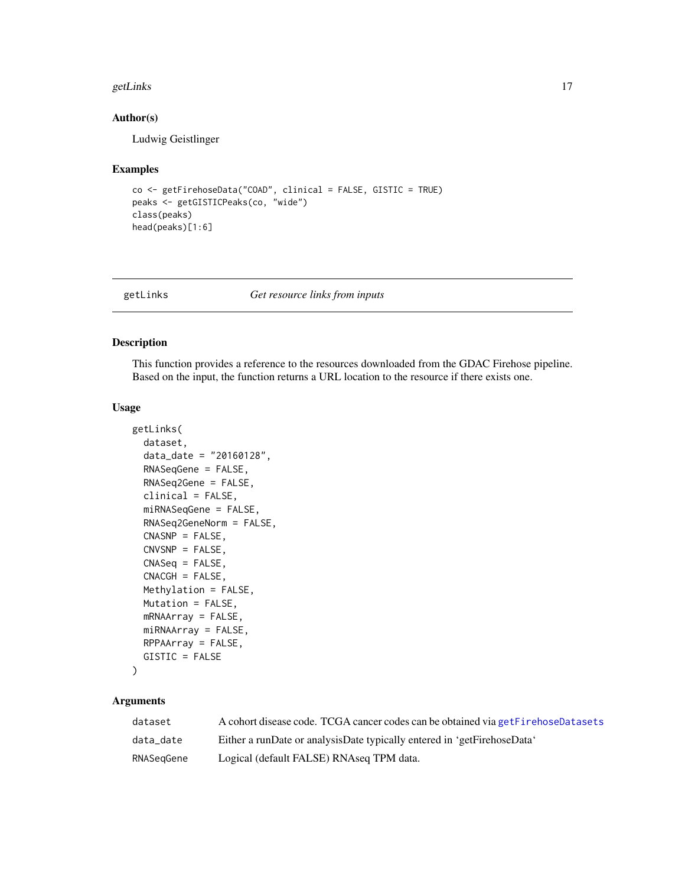## Author(s)

Ludwig Geistlinger

## Examples

```
co <- getFirehoseData("COAD", clinical = FALSE, GISTIC = TRUE)
peaks <- getGISTICPeaks(co, "wide")
class(peaks)
head(peaks)[1:6]
```

---

# getLinks *Get resource links from inputs*

---

## Description

This function provides a reference to the resources downloaded from the GDAC Firehose pipeline. Based on the input, the function returns a URL location to the resource if there exists one.

## Usage

```
getLinks(
  dataset,
  data_date = "20160128",
  RNASeqGene = FALSE,
  RNASeq2Gene = FALSE,
  clinical = FALSE,
  miRNASeqGene = FALSE,
  RNASeq2GeneNorm = FALSE,
  CNASNP = FALSE,
  CNVSNP = FALSE,
  CNASeq = FALSE,
  CNACGH = FALSE,
  Methylation = FALSE,
  Mutation = FALSE,
  mRNAArray = FALSE,
  miRNAArray = FALSE,
  RPPAArray = FALSE,
  GISTIC = FALSE
)
```

## Arguments

| | |
|---|---|
| `dataset` | A cohort disease code. TCGA cancer codes can be obtained via `getFirehoseDatasets` |
| `data_date` | Either a runDate or analysisDate typically entered in 'getFirehoseData' |
| `RNASeqGene` | Logical (default FALSE) RNAseq TPM data. |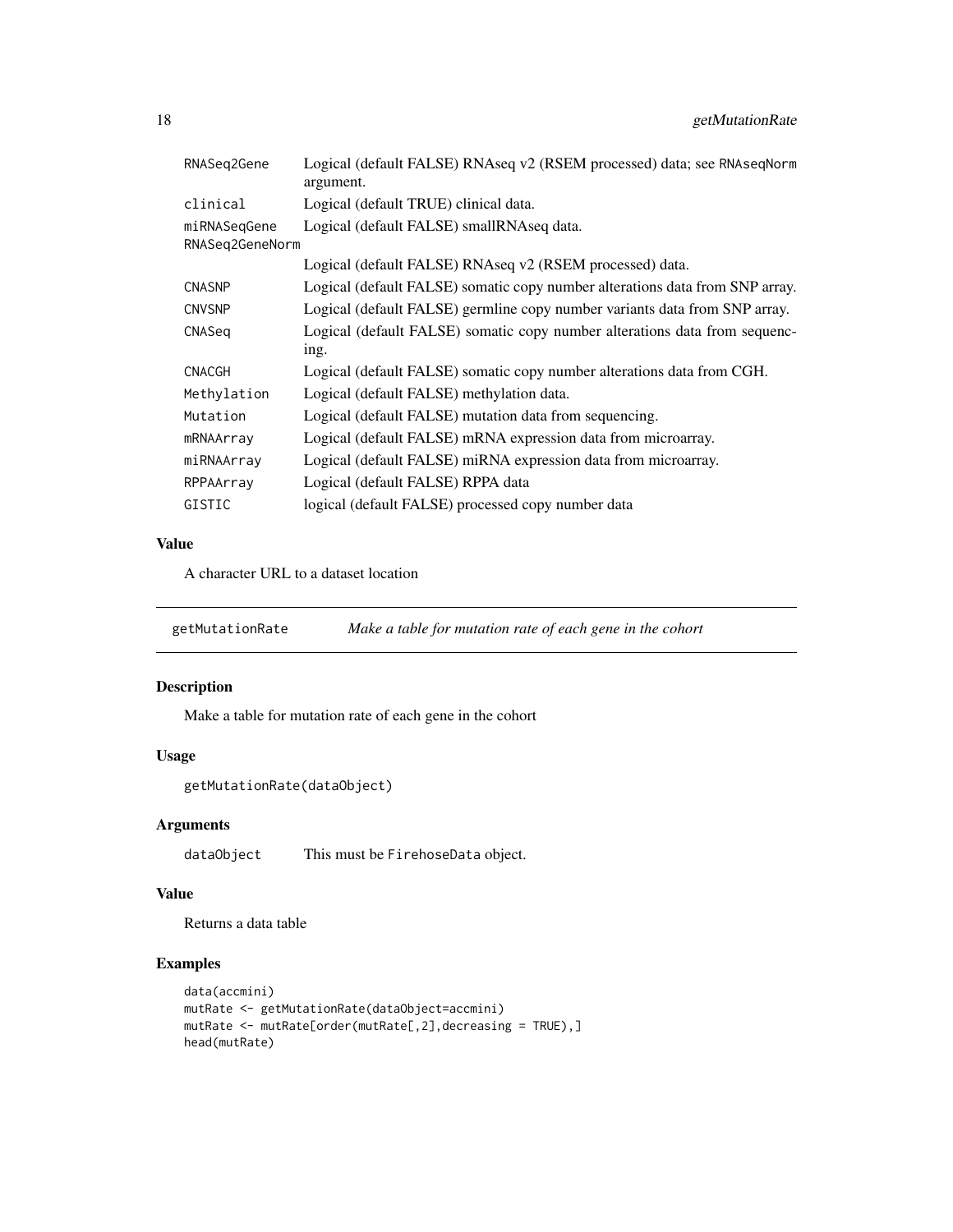| | |
|---|---|
| RNASeq2Gene | Logical (default FALSE) RNAseq v2 (RSEM processed) data; see RNAseqNorm argument. |
| clinical | Logical (default TRUE) clinical data. |
| miRNASeqGene | Logical (default FALSE) smallRNAseq data. |
| RNASeq2GeneNorm | Logical (default FALSE) RNAseq v2 (RSEM processed) data. |
| CNASNP | Logical (default FALSE) somatic copy number alterations data from SNP array. |
| CNVSNP | Logical (default FALSE) germline copy number variants data from SNP array. |
| CNASeq | Logical (default FALSE) somatic copy number alterations data from sequencing. |
| CNACGH | Logical (default FALSE) somatic copy number alterations data from CGH. |
| Methylation | Logical (default FALSE) methylation data. |
| Mutation | Logical (default FALSE) mutation data from sequencing. |
| mRNAArray | Logical (default FALSE) mRNA expression data from microarray. |
| miRNAArray | Logical (default FALSE) miRNA expression data from microarray. |
| RPPAArray | Logical (default FALSE) RPPA data |
| GISTIC | logical (default FALSE) processed copy number data |

### Value

A character URL to a dataset location

## getMutationRate — *Make a table for mutation rate of each gene in the cohort*

### Description

Make a table for mutation rate of each gene in the cohort

### Usage

```
getMutationRate(dataObject)
```

### Arguments

| | |
|---|---|
| dataObject | This must be FirehoseData object. |

### Value

Returns a data table

### Examples

```
data(accmini)
mutRate <- getMutationRate(dataObject=accmini)
mutRate <- mutRate[order(mutRate[,2],decreasing = TRUE),]
head(mutRate)
```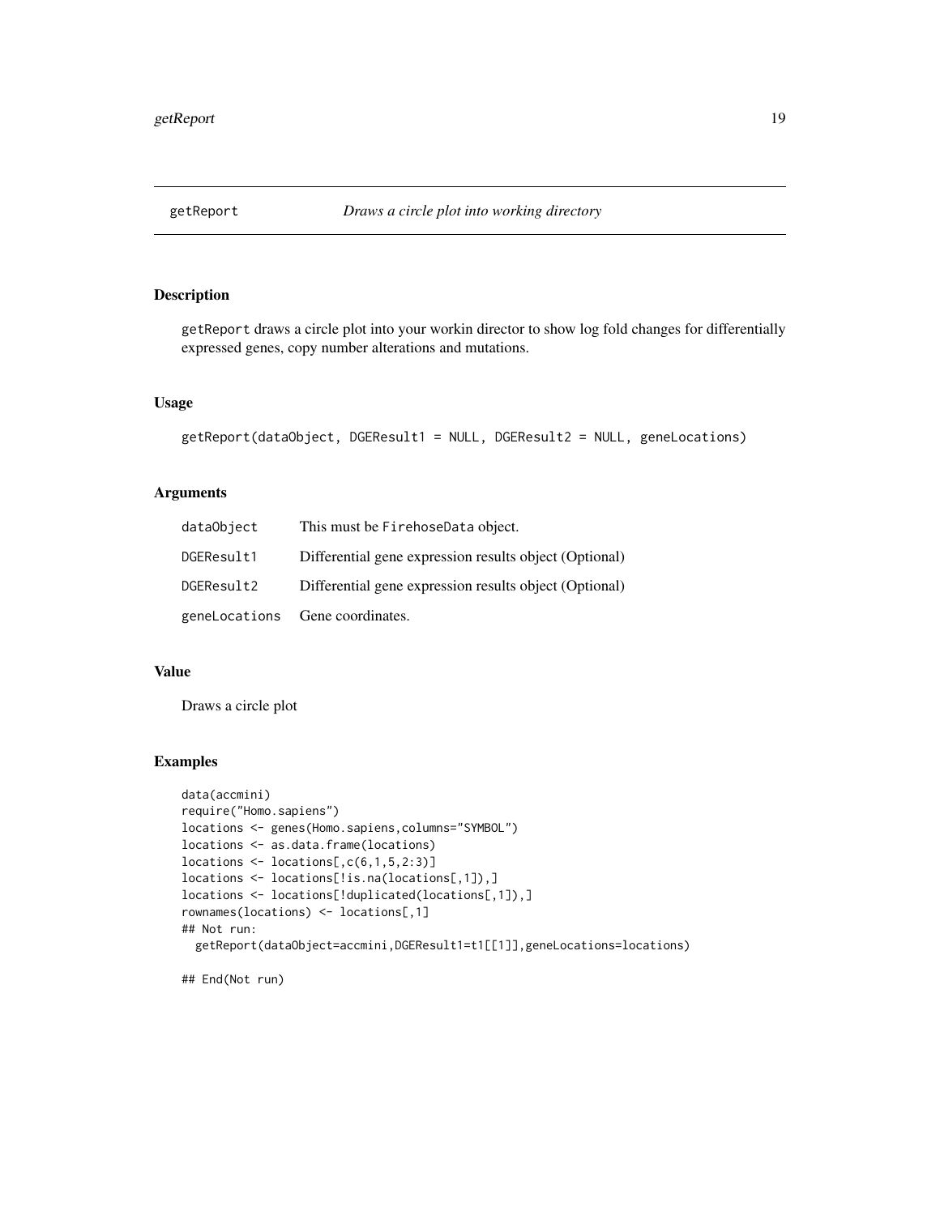# getReport — *Draws a circle plot into working directory*

## Description

getReport draws a circle plot into your workin director to show log fold changes for differentially expressed genes, copy number alterations and mutations.

## Usage

```
getReport(dataObject, DGEResult1 = NULL, DGEResult2 = NULL, geneLocations)
```

## Arguments

| | |
|---|---|
| dataObject | This must be FirehoseData object. |
| DGEResult1 | Differential gene expression results object (Optional) |
| DGEResult2 | Differential gene expression results object (Optional) |
| geneLocations | Gene coordinates. |

## Value

Draws a circle plot

## Examples

```
data(accmini)
require("Homo.sapiens")
locations <- genes(Homo.sapiens,columns="SYMBOL")
locations <- as.data.frame(locations)
locations <- locations[,c(6,1,5,2:3)]
locations <- locations[!is.na(locations[,1]),]
locations <- locations[!duplicated(locations[,1]),]
rownames(locations) <- locations[,1]
## Not run:
  getReport(dataObject=accmini,DGEResult1=t1[[1]],geneLocations=locations)

## End(Not run)
```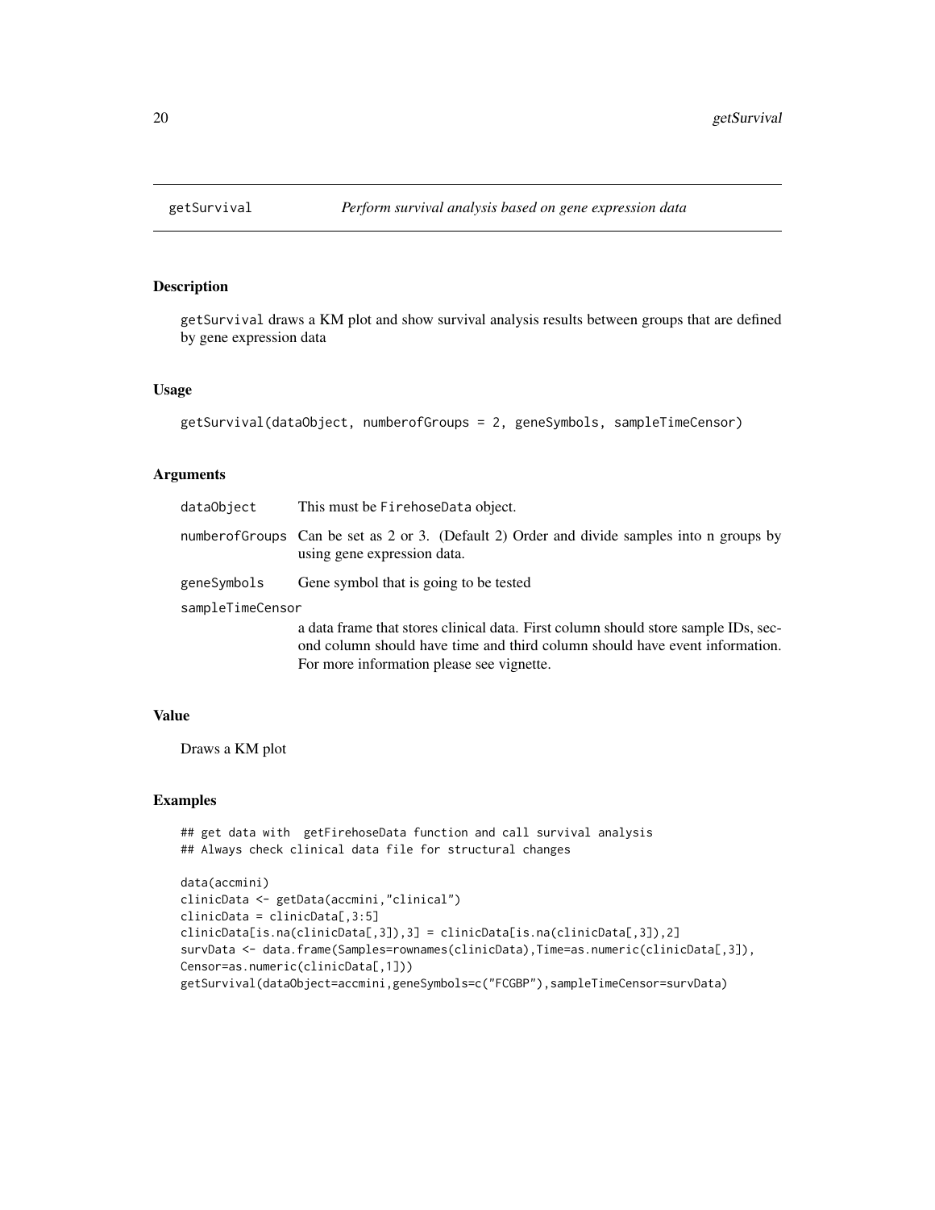# getSurvival

*Perform survival analysis based on gene expression data*

## Description

getSurvival draws a KM plot and show survival analysis results between groups that are defined by gene expression data

## Usage

```
getSurvival(dataObject, numberofGroups = 2, geneSymbols, sampleTimeCensor)
```

## Arguments

| | |
|---|---|
| dataObject | This must be FirehoseData object. |
| numberofGroups | Can be set as 2 or 3. (Default 2) Order and divide samples into n groups by using gene expression data. |
| geneSymbols | Gene symbol that is going to be tested |
| sampleTimeCensor | a data frame that stores clinical data. First column should store sample IDs, second column should have time and third column should have event information. For more information please see vignette. |

## Value

Draws a KM plot

## Examples

```
## get data with  getFirehoseData function and call survival analysis
## Always check clinical data file for structural changes

data(accmini)
clinicData <- getData(accmini,"clinical")
clinicData = clinicData[,3:5]
clinicData[is.na(clinicData[,3]),3] = clinicData[is.na(clinicData[,3]),2]
survData <- data.frame(Samples=rownames(clinicData),Time=as.numeric(clinicData[,3]),
Censor=as.numeric(clinicData[,1]))
getSurvival(dataObject=accmini,geneSymbols=c("FCGBP"),sampleTimeCensor=survData)
```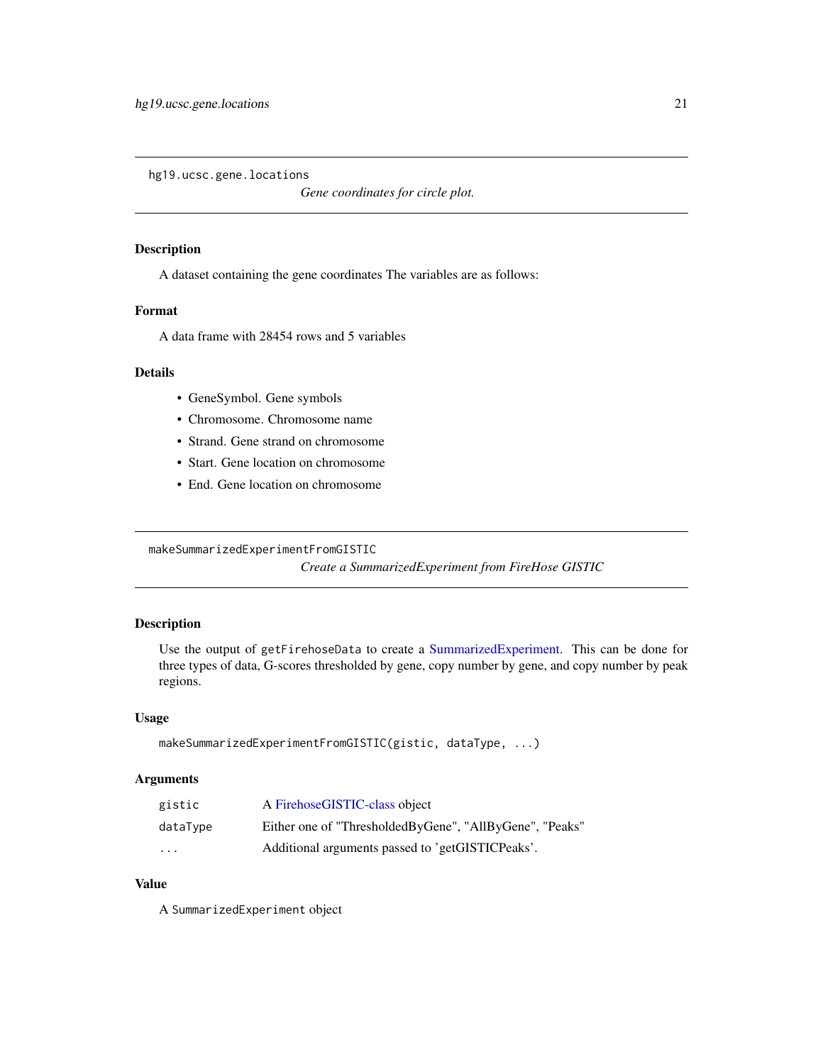## hg19.ucsc.gene.locations

*Gene coordinates for circle plot.*

### Description

A dataset containing the gene coordinates The variables are as follows:

### Format

A data frame with 28454 rows and 5 variables

### Details

- GeneSymbol. Gene symbols
- Chromosome. Chromosome name
- Strand. Gene strand on chromosome
- Start. Gene location on chromosome
- End. Gene location on chromosome

## makeSummarizedExperimentFromGISTIC

*Create a SummarizedExperiment from FireHose GISTIC*

### Description

Use the output of `getFirehoseData` to create a SummarizedExperiment. This can be done for three types of data, G-scores thresholded by gene, copy number by gene, and copy number by peak regions.

### Usage

```
makeSummarizedExperimentFromGISTIC(gistic, dataType, ...)
```

### Arguments

| | |
|---|---|
| `gistic` | A FirehoseGISTIC-class object |
| `dataType` | Either one of "ThresholdedByGene", "AllByGene", "Peaks" |
| `...` | Additional arguments passed to 'getGISTICPeaks'. |

### Value

A `SummarizedExperiment` object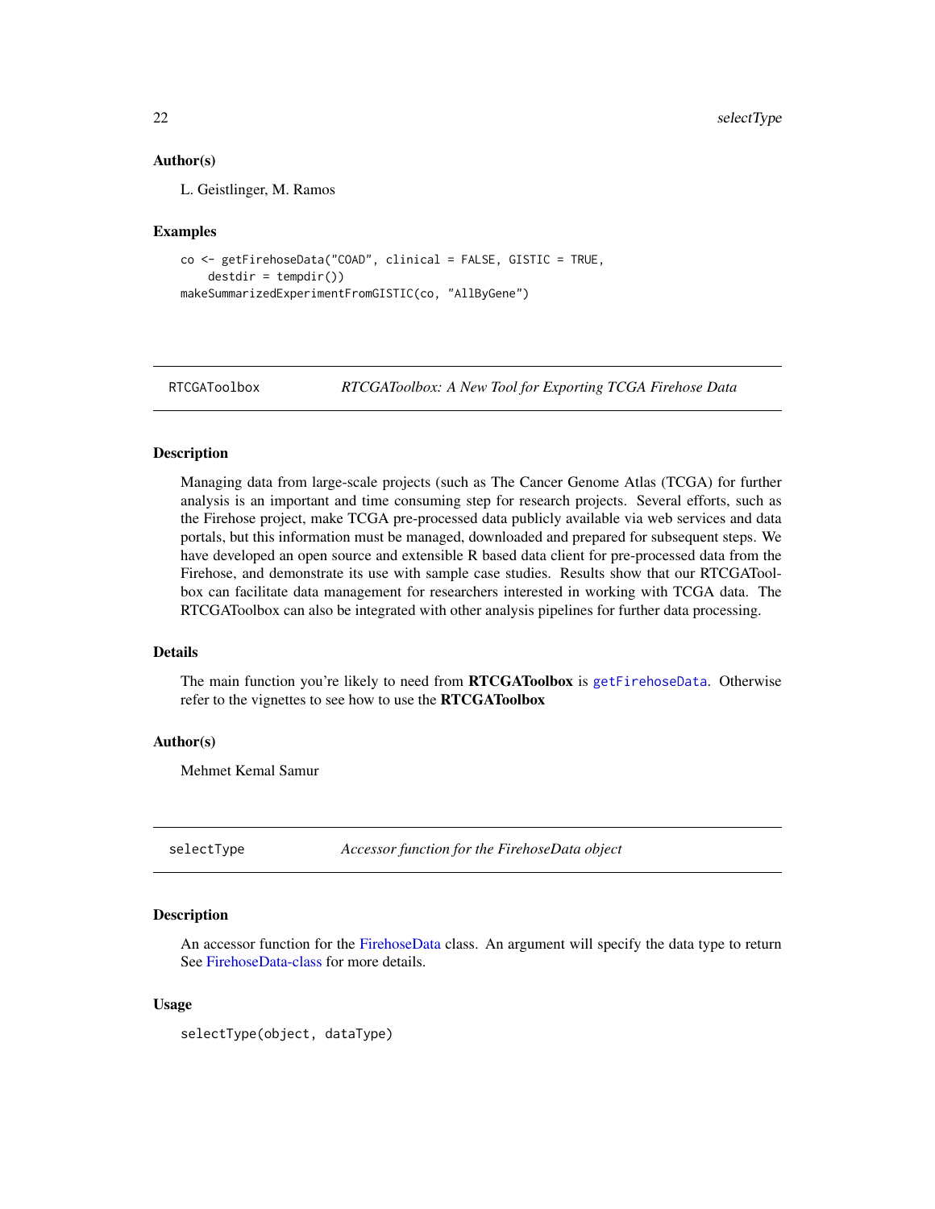### Author(s)

L. Geistlinger, M. Ramos

### Examples

```
co <- getFirehoseData("COAD", clinical = FALSE, GISTIC = TRUE,
    destdir = tempdir())
makeSummarizedExperimentFromGISTIC(co, "AllByGene")
```

---

## RTCGAToolbox — *RTCGAToolbox: A New Tool for Exporting TCGA Firehose Data*

### Description

Managing data from large-scale projects (such as The Cancer Genome Atlas (TCGA) for further analysis is an important and time consuming step for research projects. Several efforts, such as the Firehose project, make TCGA pre-processed data publicly available via web services and data portals, but this information must be managed, downloaded and prepared for subsequent steps. We have developed an open source and extensible R based data client for pre-processed data from the Firehose, and demonstrate its use with sample case studies. Results show that our RTCGAToolbox can facilitate data management for researchers interested in working with TCGA data. The RTCGAToolbox can also be integrated with other analysis pipelines for further data processing.

### Details

The main function you're likely to need from **RTCGAToolbox** is `getFirehoseData`. Otherwise refer to the vignettes to see how to use the **RTCGAToolbox**

### Author(s)

Mehmet Kemal Samur

---

## selectType — *Accessor function for the FirehoseData object*

### Description

An accessor function for the FirehoseData class. An argument will specify the data type to return See FirehoseData-class for more details.

### Usage

```
selectType(object, dataType)
```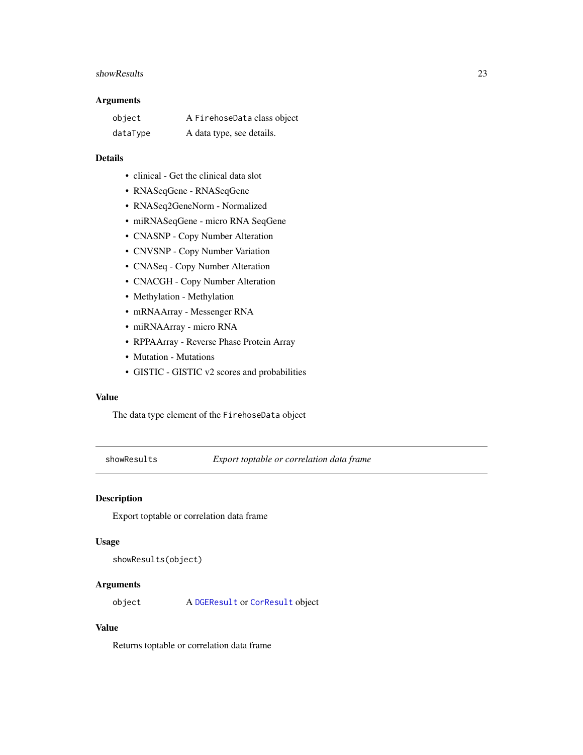### Arguments

| | |
|---|---|
| `object` | A `FirehoseData` class object |
| `dataType` | A data type, see details. |

### Details

- clinical - Get the clinical data slot
- RNASeqGene - RNASeqGene
- RNASeq2GeneNorm - Normalized
- miRNASeqGene - micro RNA SeqGene
- CNASNP - Copy Number Alteration
- CNVSNP - Copy Number Variation
- CNASeq - Copy Number Alteration
- CNACGH - Copy Number Alteration
- Methylation - Methylation
- mRNAArray - Messenger RNA
- miRNAArray - micro RNA
- RPPAArray - Reverse Phase Protein Array
- Mutation - Mutations
- GISTIC - GISTIC v2 scores and probabilities

### Value

The data type element of the `FirehoseData` object

---

## `showResults` *Export toptable or correlation data frame*

### Description

Export toptable or correlation data frame

### Usage

```
showResults(object)
```

### Arguments

| | |
|---|---|
| `object` | A `DGEResult` or `CorResult` object |

### Value

Returns toptable or correlation data frame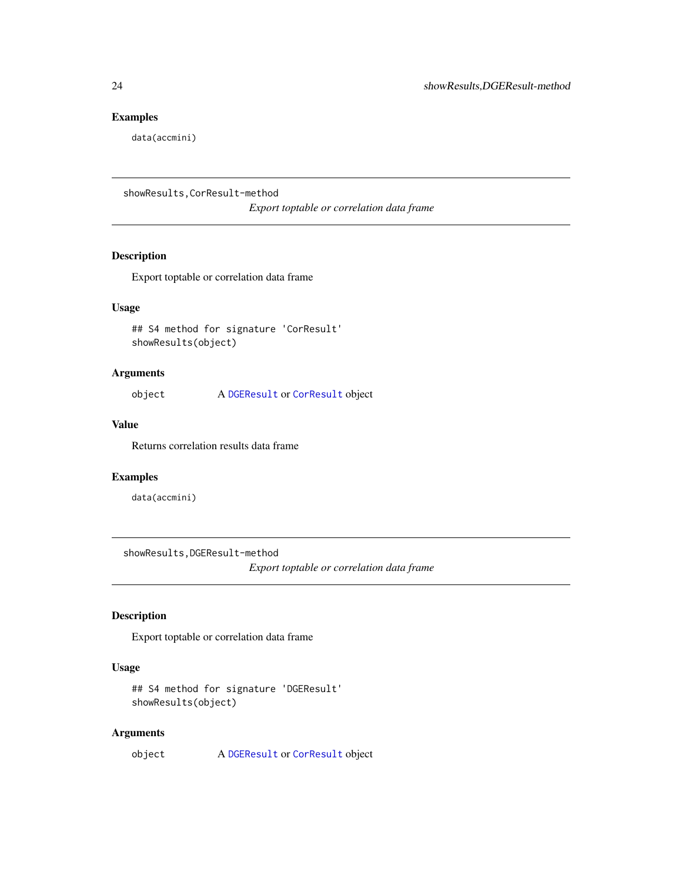## Examples

```
data(accmini)
```

---

# showResults,CorResult-method

*Export toptable or correlation data frame*

## Description

Export toptable or correlation data frame

## Usage

```
## S4 method for signature 'CorResult'
showResults(object)
```

## Arguments

| | |
|---|---|
| object | A `DGEResult` or `CorResult` object |

## Value

Returns correlation results data frame

## Examples

```
data(accmini)
```

---

# showResults,DGEResult-method

*Export toptable or correlation data frame*

## Description

Export toptable or correlation data frame

## Usage

```
## S4 method for signature 'DGEResult'
showResults(object)
```

## Arguments

| | |
|---|---|
| object | A `DGEResult` or `CorResult` object |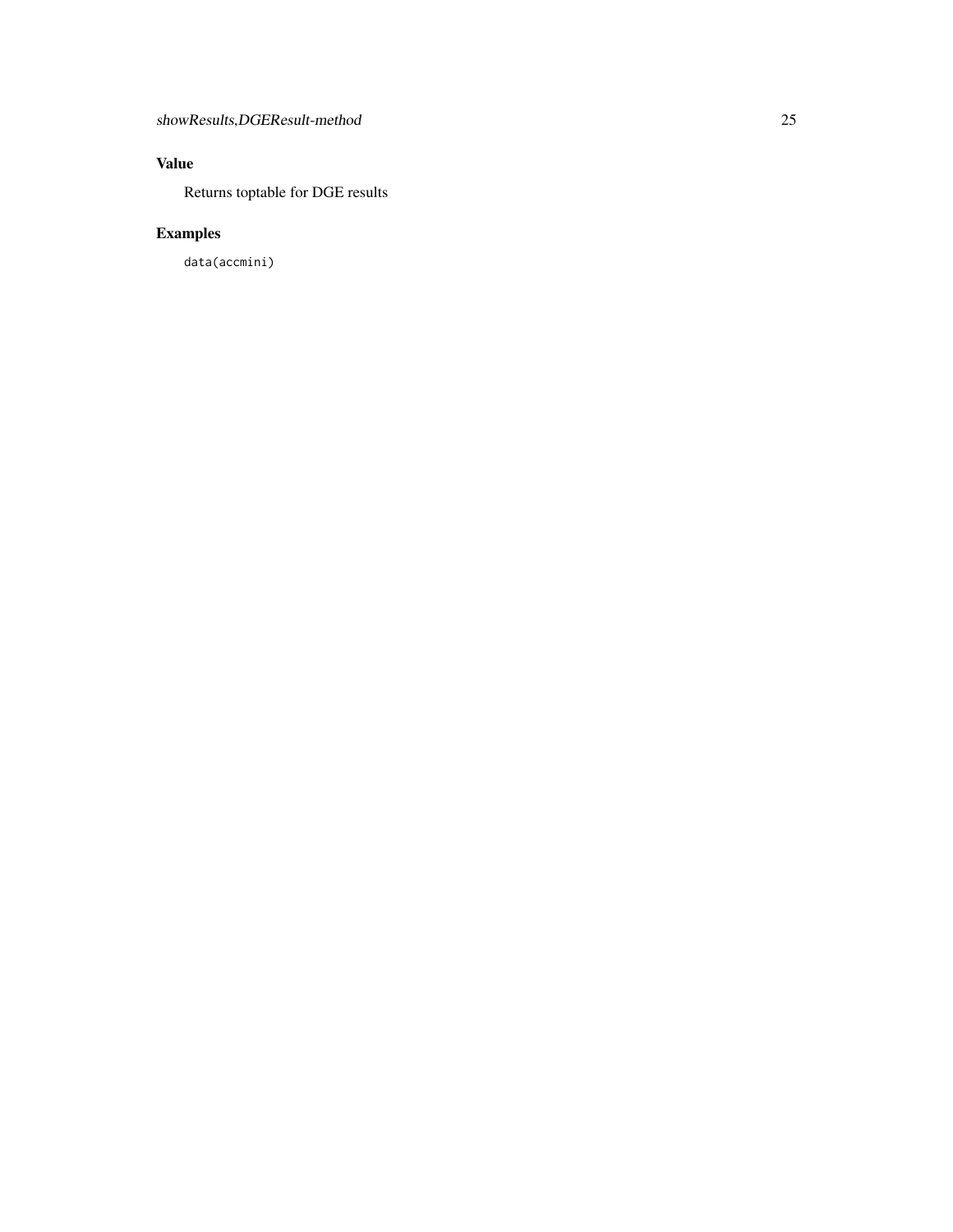## Value

Returns toptable for DGE results

## Examples

```
data(accmini)
```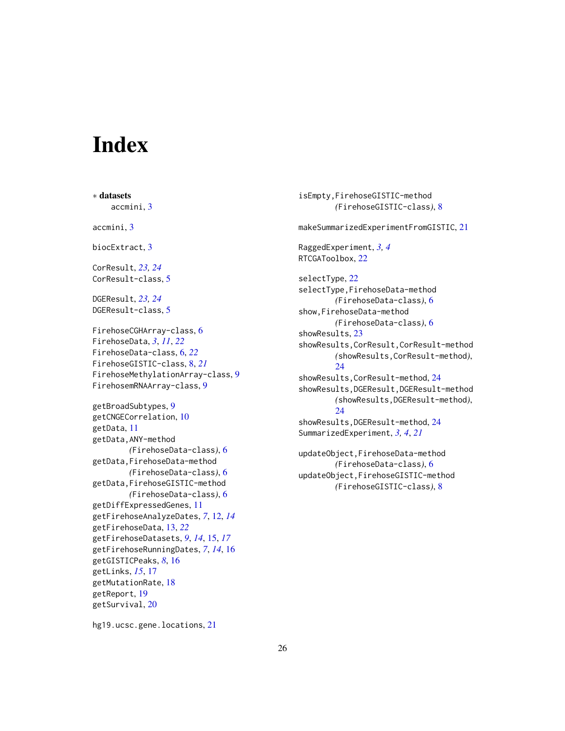# Index

∗ **datasets**
  accmini, 3

accmini, 3

biocExtract, 3

CorResult, *23, 24*
CorResult-class, 5

DGEResult, *23, 24*
DGEResult-class, 5

FirehoseCGHArray-class, 6
FirehoseData, *3*, *11*, *22*
FirehoseData-class, 6, *22*
FirehoseGISTIC-class, 8, *21*
FirehoseMethylationArray-class, 9
FirehosemRNAArray-class, 9

getBroadSubtypes, 9
getCNGECorrelation, 10
getData, 11
getData,ANY-method
  *(*FirehoseData-class*)*, 6
getData,FirehoseData-method
  *(*FirehoseData-class*)*, 6
getData,FirehoseGISTIC-method
  *(*FirehoseData-class*)*, 6
getDiffExpressedGenes, 11
getFirehoseAnalyzeDates, *7*, 12, *14*
getFirehoseData, 13, *22*
getFirehoseDatasets, *9*, *14*, 15, *17*
getFirehoseRunningDates, *7*, *14*, 16
getGISTICPeaks, *8*, 16
getLinks, *15*, 17
getMutationRate, 18
getReport, 19
getSurvival, 20

hg19.ucsc.gene.locations, 21

isEmpty,FirehoseGISTIC-method
  *(*FirehoseGISTIC-class*)*, 8

makeSummarizedExperimentFromGISTIC, 21

RaggedExperiment, *3, 4*
RTCGAToolbox, 22

selectType, 22
selectType,FirehoseData-method
  *(*FirehoseData-class*)*, 6
show,FirehoseData-method
  *(*FirehoseData-class*)*, 6
showResults, 23
showResults,CorResult,CorResult-method
  *(*showResults,CorResult-method*)*,
  24
showResults,CorResult-method, 24
showResults,DGEResult,DGEResult-method
  *(*showResults,DGEResult-method*)*,
  24
showResults,DGEResult-method, 24
SummarizedExperiment, *3, 4*, *21*

updateObject,FirehoseData-method
  *(*FirehoseData-class*)*, 6
updateObject,FirehoseGISTIC-method
  *(*FirehoseGISTIC-class*)*, 8